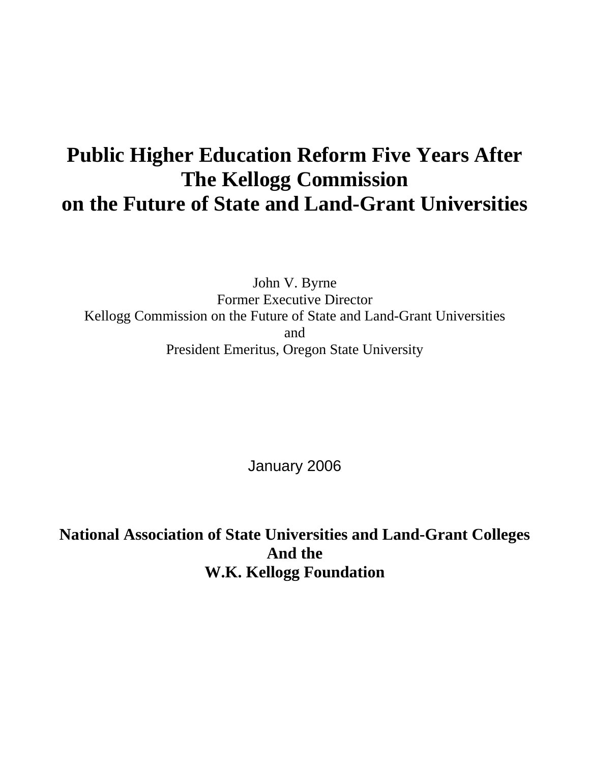# Public Higher Education Reform Five Years After The Kellogg Commission on the Future of State and Land-Grant Universities

John V. Byrne
Former Executive Director
Kellogg Commission on the Future of State and Land-Grant Universities
and
President Emeritus, Oregon State University

January 2006

**National Association of State Universities and Land-Grant Colleges**
**And the**
**W.K. Kellogg Foundation**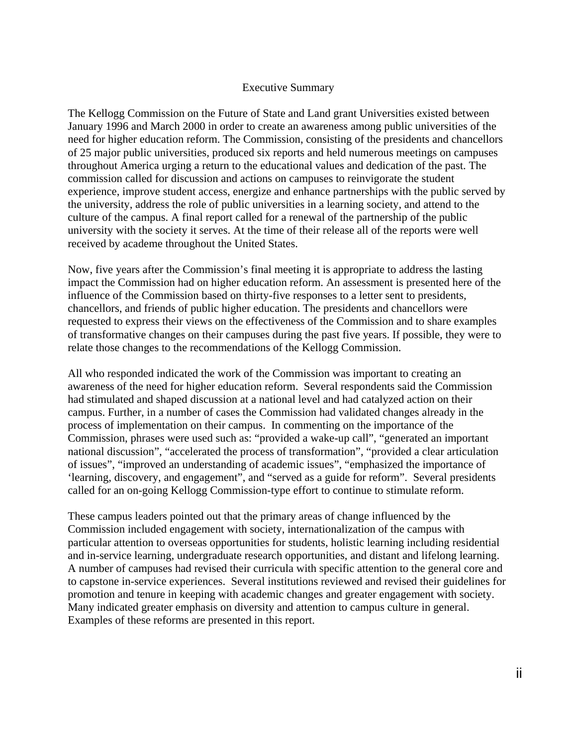# Executive Summary

The Kellogg Commission on the Future of State and Land grant Universities existed between January 1996 and March 2000 in order to create an awareness among public universities of the need for higher education reform. The Commission, consisting of the presidents and chancellors of 25 major public universities, produced six reports and held numerous meetings on campuses throughout America urging a return to the educational values and dedication of the past. The commission called for discussion and actions on campuses to reinvigorate the student experience, improve student access, energize and enhance partnerships with the public served by the university, address the role of public universities in a learning society, and attend to the culture of the campus. A final report called for a renewal of the partnership of the public university with the society it serves. At the time of their release all of the reports were well received by academe throughout the United States.

Now, five years after the Commission's final meeting it is appropriate to address the lasting impact the Commission had on higher education reform. An assessment is presented here of the influence of the Commission based on thirty-five responses to a letter sent to presidents, chancellors, and friends of public higher education. The presidents and chancellors were requested to express their views on the effectiveness of the Commission and to share examples of transformative changes on their campuses during the past five years. If possible, they were to relate those changes to the recommendations of the Kellogg Commission.

All who responded indicated the work of the Commission was important to creating an awareness of the need for higher education reform. Several respondents said the Commission had stimulated and shaped discussion at a national level and had catalyzed action on their campus. Further, in a number of cases the Commission had validated changes already in the process of implementation on their campus. In commenting on the importance of the Commission, phrases were used such as: "provided a wake-up call", "generated an important national discussion", "accelerated the process of transformation", "provided a clear articulation of issues", "improved an understanding of academic issues", "emphasized the importance of 'learning, discovery, and engagement", and "served as a guide for reform". Several presidents called for an on-going Kellogg Commission-type effort to continue to stimulate reform.

These campus leaders pointed out that the primary areas of change influenced by the Commission included engagement with society, internationalization of the campus with particular attention to overseas opportunities for students, holistic learning including residential and in-service learning, undergraduate research opportunities, and distant and lifelong learning. A number of campuses had revised their curricula with specific attention to the general core and to capstone in-service experiences. Several institutions reviewed and revised their guidelines for promotion and tenure in keeping with academic changes and greater engagement with society. Many indicated greater emphasis on diversity and attention to campus culture in general. Examples of these reforms are presented in this report.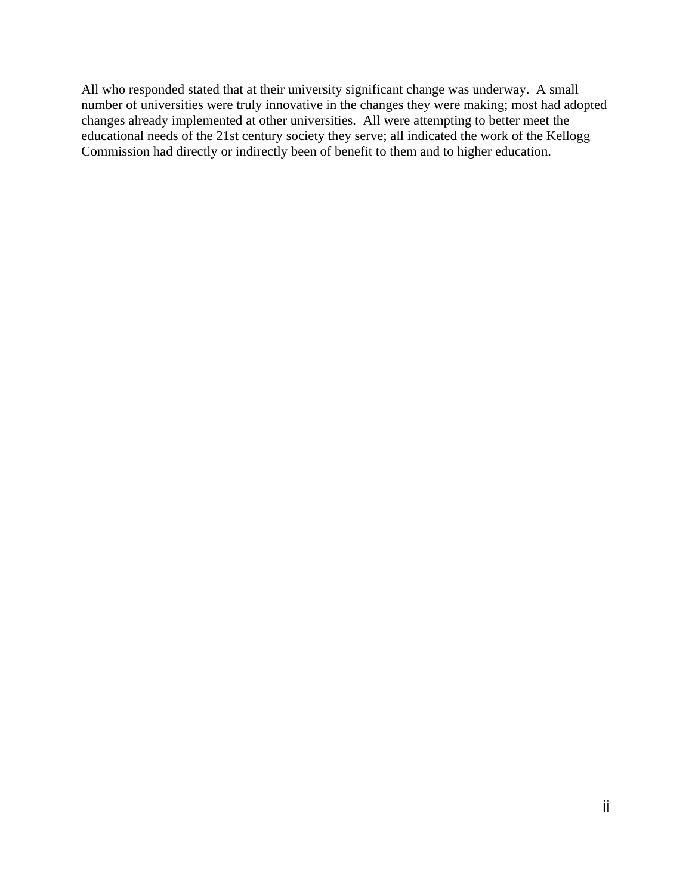All who responded stated that at their university significant change was underway. A small number of universities were truly innovative in the changes they were making; most had adopted changes already implemented at other universities. All were attempting to better meet the educational needs of the 21st century society they serve; all indicated the work of the Kellogg Commission had directly or indirectly been of benefit to them and to higher education.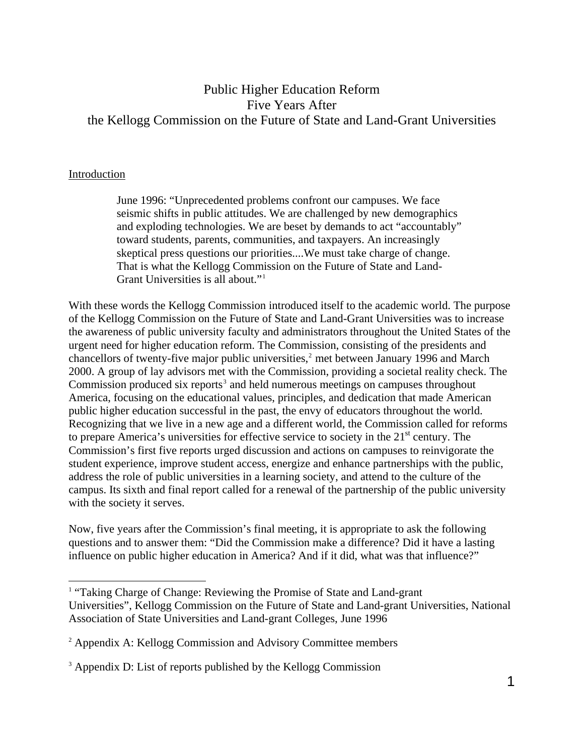# Public Higher Education Reform
## Five Years After
## the Kellogg Commission on the Future of State and Land-Grant Universities

## Introduction

> June 1996: "Unprecedented problems confront our campuses. We face seismic shifts in public attitudes. We are challenged by new demographics and exploding technologies. We are beset by demands to act "accountably" toward students, parents, communities, and taxpayers. An increasingly skeptical press questions our priorities....We must take charge of change. That is what the Kellogg Commission on the Future of State and Land-Grant Universities is all about."[1]

With these words the Kellogg Commission introduced itself to the academic world. The purpose of the Kellogg Commission on the Future of State and Land-Grant Universities was to increase the awareness of public university faculty and administrators throughout the United States of the urgent need for higher education reform. The Commission, consisting of the presidents and chancellors of twenty-five major public universities,[2] met between January 1996 and March 2000. A group of lay advisors met with the Commission, providing a societal reality check. The Commission produced six reports[3] and held numerous meetings on campuses throughout America, focusing on the educational values, principles, and dedication that made American public higher education successful in the past, the envy of educators throughout the world. Recognizing that we live in a new age and a different world, the Commission called for reforms to prepare America's universities for effective service to society in the 21st century. The Commission's first five reports urged discussion and actions on campuses to reinvigorate the student experience, improve student access, energize and enhance partnerships with the public, address the role of public universities in a learning society, and attend to the culture of the campus. Its sixth and final report called for a renewal of the partnership of the public university with the society it serves.

Now, five years after the Commission's final meeting, it is appropriate to ask the following questions and to answer them: "Did the Commission make a difference? Did it have a lasting influence on public higher education in America? And if it did, what was that influence?"

---

[1] "Taking Charge of Change: Reviewing the Promise of State and Land-grant Universities", Kellogg Commission on the Future of State and Land-grant Universities, National Association of State Universities and Land-grant Colleges, June 1996

[2] Appendix A: Kellogg Commission and Advisory Committee members

[3] Appendix D: List of reports published by the Kellogg Commission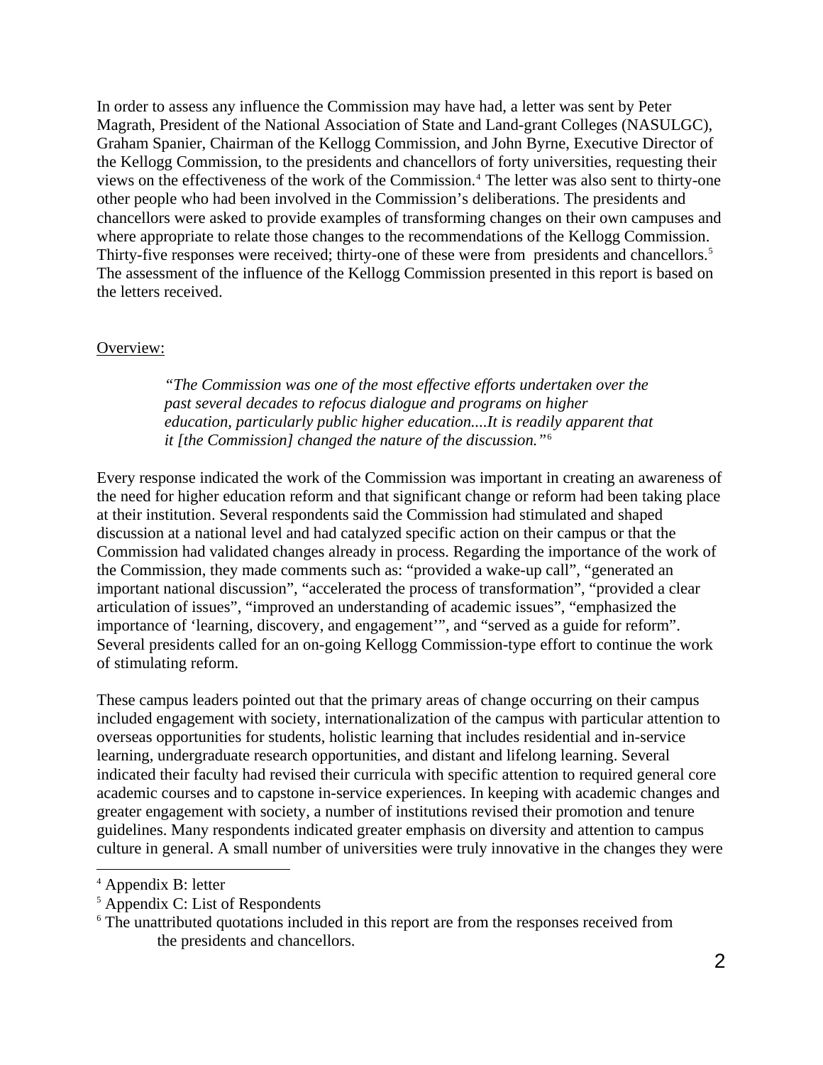In order to assess any influence the Commission may have had, a letter was sent by Peter Magrath, President of the National Association of State and Land-grant Colleges (NASULGC), Graham Spanier, Chairman of the Kellogg Commission, and John Byrne, Executive Director of the Kellogg Commission, to the presidents and chancellors of forty universities, requesting their views on the effectiveness of the work of the Commission.[4] The letter was also sent to thirty-one other people who had been involved in the Commission's deliberations. The presidents and chancellors were asked to provide examples of transforming changes on their own campuses and where appropriate to relate those changes to the recommendations of the Kellogg Commission. Thirty-five responses were received; thirty-one of these were from presidents and chancellors.[5] The assessment of the influence of the Kellogg Commission presented in this report is based on the letters received.

Overview:

> *"The Commission was one of the most effective efforts undertaken over the past several decades to refocus dialogue and programs on higher education, particularly public higher education....It is readily apparent that it [the Commission] changed the nature of the discussion."*[6]

Every response indicated the work of the Commission was important in creating an awareness of the need for higher education reform and that significant change or reform had been taking place at their institution. Several respondents said the Commission had stimulated and shaped discussion at a national level and had catalyzed specific action on their campus or that the Commission had validated changes already in process. Regarding the importance of the work of the Commission, they made comments such as: "provided a wake-up call", "generated an important national discussion", "accelerated the process of transformation", "provided a clear articulation of issues", "improved an understanding of academic issues", "emphasized the importance of 'learning, discovery, and engagement'", and "served as a guide for reform". Several presidents called for an on-going Kellogg Commission-type effort to continue the work of stimulating reform.

These campus leaders pointed out that the primary areas of change occurring on their campus included engagement with society, internationalization of the campus with particular attention to overseas opportunities for students, holistic learning that includes residential and in-service learning, undergraduate research opportunities, and distant and lifelong learning. Several indicated their faculty had revised their curricula with specific attention to required general core academic courses and to capstone in-service experiences. In keeping with academic changes and greater engagement with society, a number of institutions revised their promotion and tenure guidelines. Many respondents indicated greater emphasis on diversity and attention to campus culture in general. A small number of universities were truly innovative in the changes they were

---

[4] Appendix B: letter

[5] Appendix C: List of Respondents

[6] The unattributed quotations included in this report are from the responses received from the presidents and chancellors.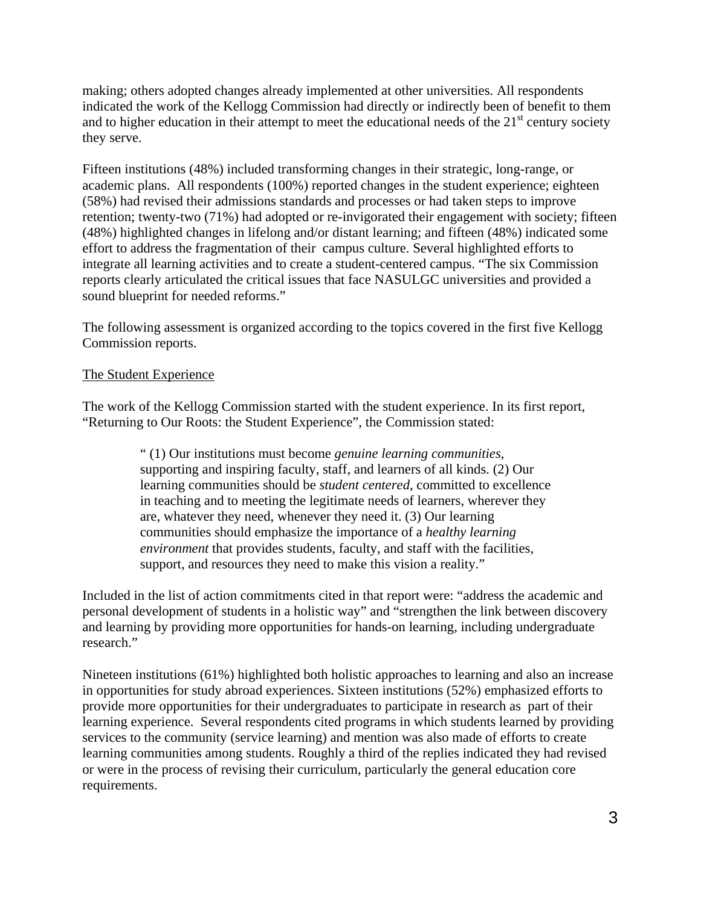making; others adopted changes already implemented at other universities. All respondents indicated the work of the Kellogg Commission had directly or indirectly been of benefit to them and to higher education in their attempt to meet the educational needs of the 21st century society they serve.

Fifteen institutions (48%) included transforming changes in their strategic, long-range, or academic plans. All respondents (100%) reported changes in the student experience; eighteen (58%) had revised their admissions standards and processes or had taken steps to improve retention; twenty-two (71%) had adopted or re-invigorated their engagement with society; fifteen (48%) highlighted changes in lifelong and/or distant learning; and fifteen (48%) indicated some effort to address the fragmentation of their campus culture. Several highlighted efforts to integrate all learning activities and to create a student-centered campus. "The six Commission reports clearly articulated the critical issues that face NASULGC universities and provided a sound blueprint for needed reforms."

The following assessment is organized according to the topics covered in the first five Kellogg Commission reports.

The Student Experience

The work of the Kellogg Commission started with the student experience. In its first report, "Returning to Our Roots: the Student Experience", the Commission stated:

> " (1) Our institutions must become *genuine learning communities*, supporting and inspiring faculty, staff, and learners of all kinds. (2) Our learning communities should be *student centered*, committed to excellence in teaching and to meeting the legitimate needs of learners, wherever they are, whatever they need, whenever they need it. (3) Our learning communities should emphasize the importance of a *healthy learning environment* that provides students, faculty, and staff with the facilities, support, and resources they need to make this vision a reality."

Included in the list of action commitments cited in that report were: "address the academic and personal development of students in a holistic way" and "strengthen the link between discovery and learning by providing more opportunities for hands-on learning, including undergraduate research."

Nineteen institutions (61%) highlighted both holistic approaches to learning and also an increase in opportunities for study abroad experiences. Sixteen institutions (52%) emphasized efforts to provide more opportunities for their undergraduates to participate in research as part of their learning experience. Several respondents cited programs in which students learned by providing services to the community (service learning) and mention was also made of efforts to create learning communities among students. Roughly a third of the replies indicated they had revised or were in the process of revising their curriculum, particularly the general education core requirements.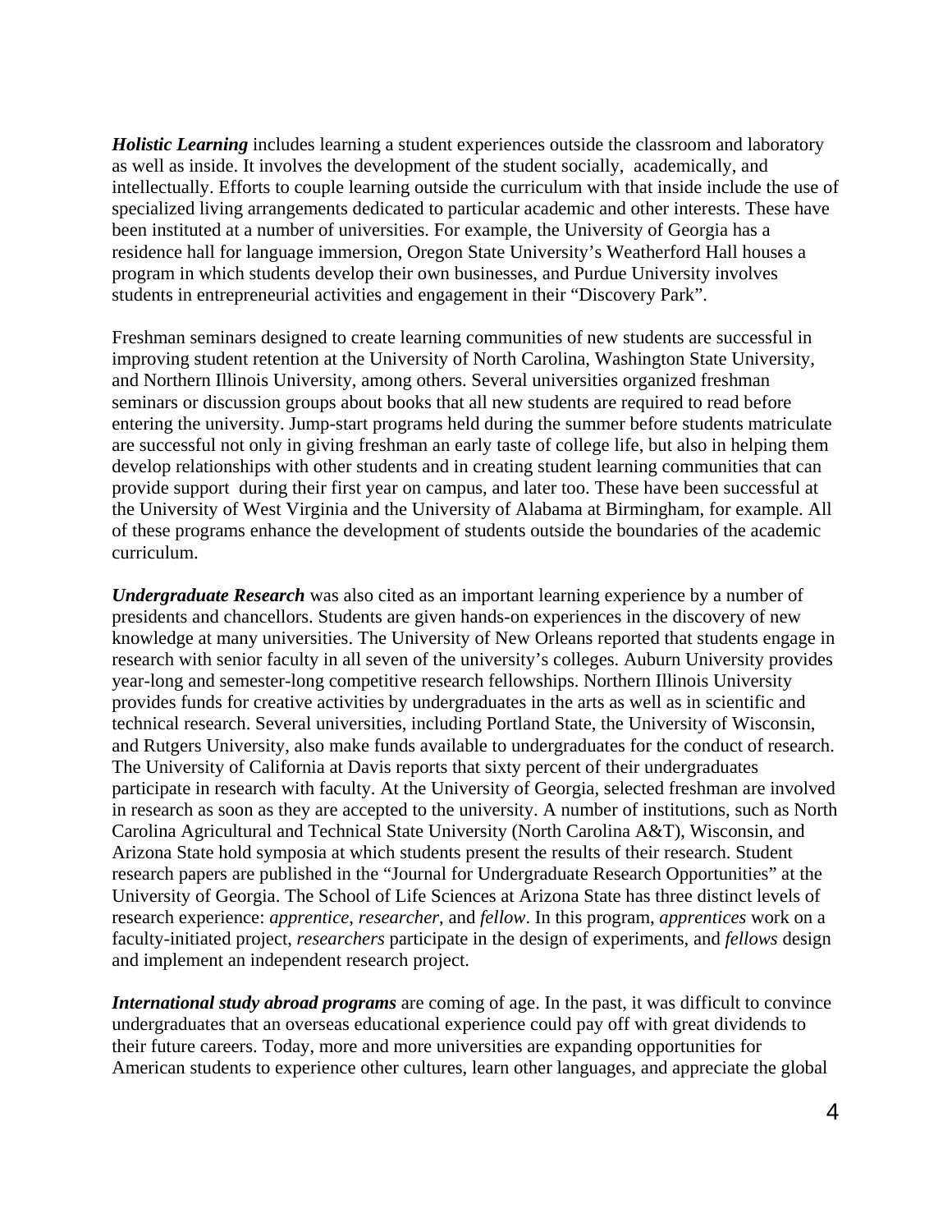***Holistic Learning*** includes learning a student experiences outside the classroom and laboratory as well as inside. It involves the development of the student socially, academically, and intellectually. Efforts to couple learning outside the curriculum with that inside include the use of specialized living arrangements dedicated to particular academic and other interests. These have been instituted at a number of universities. For example, the University of Georgia has a residence hall for language immersion, Oregon State University's Weatherford Hall houses a program in which students develop their own businesses, and Purdue University involves students in entrepreneurial activities and engagement in their "Discovery Park".

Freshman seminars designed to create learning communities of new students are successful in improving student retention at the University of North Carolina, Washington State University, and Northern Illinois University, among others. Several universities organized freshman seminars or discussion groups about books that all new students are required to read before entering the university. Jump-start programs held during the summer before students matriculate are successful not only in giving freshman an early taste of college life, but also in helping them develop relationships with other students and in creating student learning communities that can provide support during their first year on campus, and later too. These have been successful at the University of West Virginia and the University of Alabama at Birmingham, for example. All of these programs enhance the development of students outside the boundaries of the academic curriculum.

***Undergraduate Research*** was also cited as an important learning experience by a number of presidents and chancellors. Students are given hands-on experiences in the discovery of new knowledge at many universities. The University of New Orleans reported that students engage in research with senior faculty in all seven of the university's colleges. Auburn University provides year-long and semester-long competitive research fellowships. Northern Illinois University provides funds for creative activities by undergraduates in the arts as well as in scientific and technical research. Several universities, including Portland State, the University of Wisconsin, and Rutgers University, also make funds available to undergraduates for the conduct of research. The University of California at Davis reports that sixty percent of their undergraduates participate in research with faculty. At the University of Georgia, selected freshman are involved in research as soon as they are accepted to the university. A number of institutions, such as North Carolina Agricultural and Technical State University (North Carolina A&T), Wisconsin, and Arizona State hold symposia at which students present the results of their research. Student research papers are published in the "Journal for Undergraduate Research Opportunities" at the University of Georgia. The School of Life Sciences at Arizona State has three distinct levels of research experience: *apprentice*, *researcher*, and *fellow*. In this program, *apprentices* work on a faculty-initiated project, *researchers* participate in the design of experiments, and *fellows* design and implement an independent research project.

***International study abroad programs*** are coming of age. In the past, it was difficult to convince undergraduates that an overseas educational experience could pay off with great dividends to their future careers. Today, more and more universities are expanding opportunities for American students to experience other cultures, learn other languages, and appreciate the global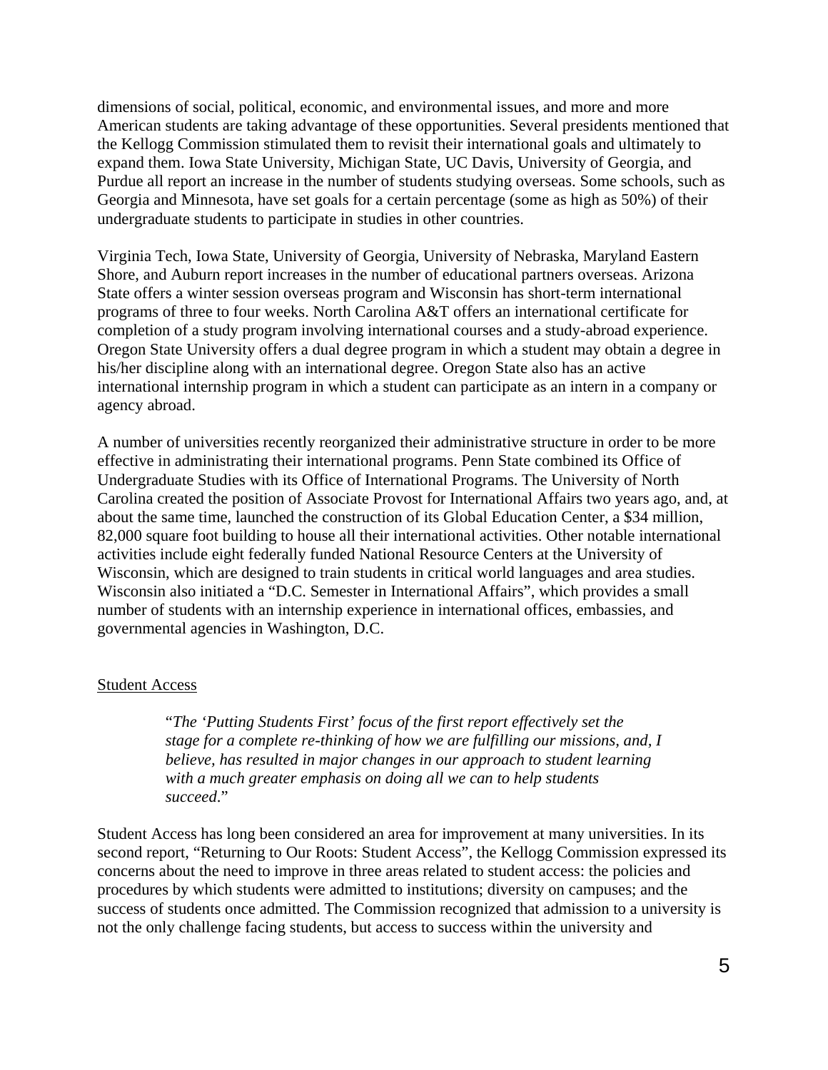dimensions of social, political, economic, and environmental issues, and more and more American students are taking advantage of these opportunities. Several presidents mentioned that the Kellogg Commission stimulated them to revisit their international goals and ultimately to expand them. Iowa State University, Michigan State, UC Davis, University of Georgia, and Purdue all report an increase in the number of students studying overseas. Some schools, such as Georgia and Minnesota, have set goals for a certain percentage (some as high as 50%) of their undergraduate students to participate in studies in other countries.

Virginia Tech, Iowa State, University of Georgia, University of Nebraska, Maryland Eastern Shore, and Auburn report increases in the number of educational partners overseas. Arizona State offers a winter session overseas program and Wisconsin has short-term international programs of three to four weeks. North Carolina A&T offers an international certificate for completion of a study program involving international courses and a study-abroad experience. Oregon State University offers a dual degree program in which a student may obtain a degree in his/her discipline along with an international degree. Oregon State also has an active international internship program in which a student can participate as an intern in a company or agency abroad.

A number of universities recently reorganized their administrative structure in order to be more effective in administrating their international programs. Penn State combined its Office of Undergraduate Studies with its Office of International Programs. The University of North Carolina created the position of Associate Provost for International Affairs two years ago, and, at about the same time, launched the construction of its Global Education Center, a $34 million, 82,000 square foot building to house all their international activities. Other notable international activities include eight federally funded National Resource Centers at the University of Wisconsin, which are designed to train students in critical world languages and area studies. Wisconsin also initiated a "D.C. Semester in International Affairs", which provides a small number of students with an internship experience in international offices, embassies, and governmental agencies in Washington, D.C.

## Student Access

> "*The 'Putting Students First' focus of the first report effectively set the stage for a complete re-thinking of how we are fulfilling our missions, and, I believe, has resulted in major changes in our approach to student learning with a much greater emphasis on doing all we can to help students succeed*."

Student Access has long been considered an area for improvement at many universities. In its second report, "Returning to Our Roots: Student Access", the Kellogg Commission expressed its concerns about the need to improve in three areas related to student access: the policies and procedures by which students were admitted to institutions; diversity on campuses; and the success of students once admitted. The Commission recognized that admission to a university is not the only challenge facing students, but access to success within the university and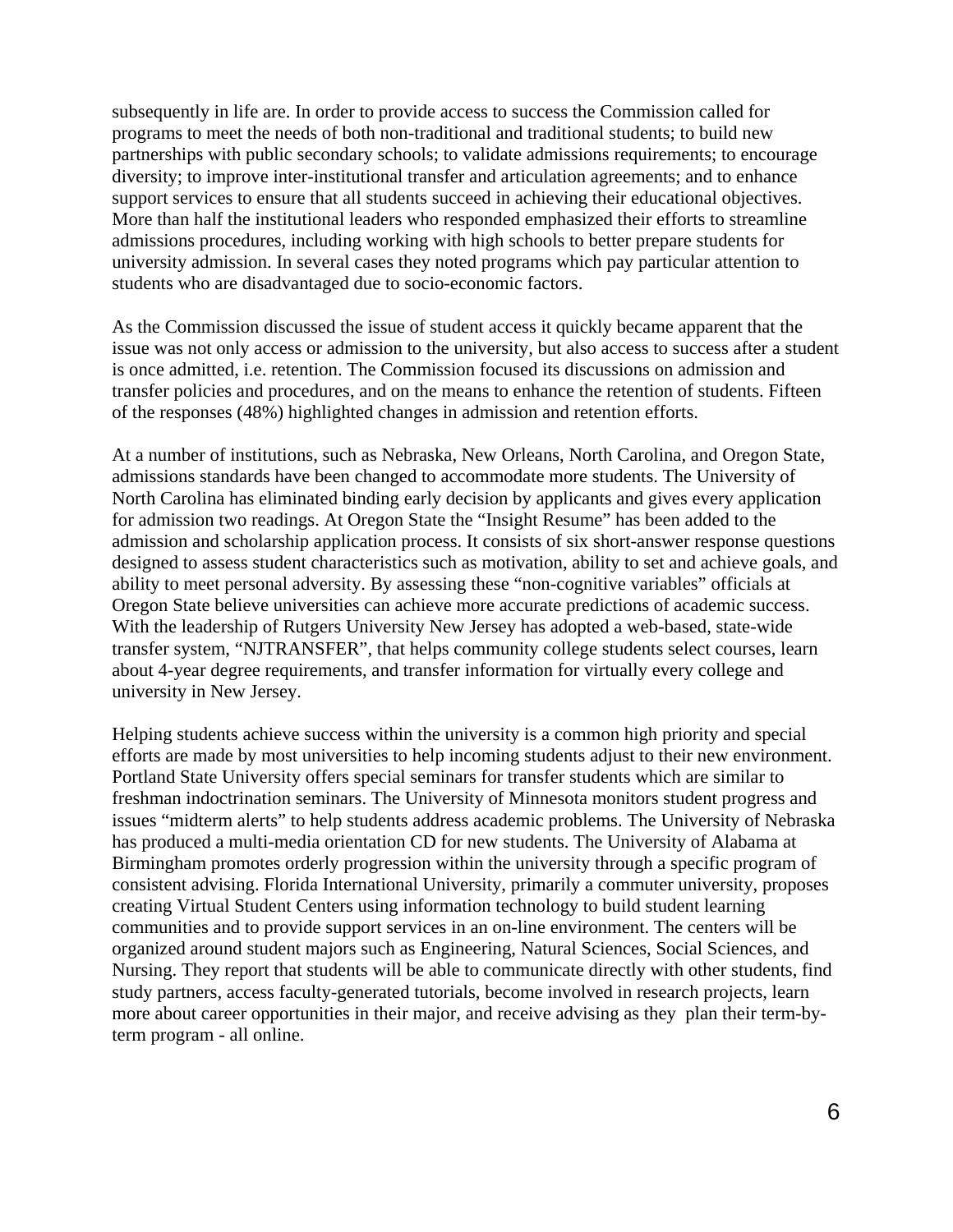subsequently in life are. In order to provide access to success the Commission called for programs to meet the needs of both non-traditional and traditional students; to build new partnerships with public secondary schools; to validate admissions requirements; to encourage diversity; to improve inter-institutional transfer and articulation agreements; and to enhance support services to ensure that all students succeed in achieving their educational objectives. More than half the institutional leaders who responded emphasized their efforts to streamline admissions procedures, including working with high schools to better prepare students for university admission. In several cases they noted programs which pay particular attention to students who are disadvantaged due to socio-economic factors.

As the Commission discussed the issue of student access it quickly became apparent that the issue was not only access or admission to the university, but also access to success after a student is once admitted, i.e. retention. The Commission focused its discussions on admission and transfer policies and procedures, and on the means to enhance the retention of students. Fifteen of the responses (48%) highlighted changes in admission and retention efforts.

At a number of institutions, such as Nebraska, New Orleans, North Carolina, and Oregon State, admissions standards have been changed to accommodate more students. The University of North Carolina has eliminated binding early decision by applicants and gives every application for admission two readings. At Oregon State the "Insight Resume" has been added to the admission and scholarship application process. It consists of six short-answer response questions designed to assess student characteristics such as motivation, ability to set and achieve goals, and ability to meet personal adversity. By assessing these "non-cognitive variables" officials at Oregon State believe universities can achieve more accurate predictions of academic success. With the leadership of Rutgers University New Jersey has adopted a web-based, state-wide transfer system, "NJTRANSFER", that helps community college students select courses, learn about 4-year degree requirements, and transfer information for virtually every college and university in New Jersey.

Helping students achieve success within the university is a common high priority and special efforts are made by most universities to help incoming students adjust to their new environment. Portland State University offers special seminars for transfer students which are similar to freshman indoctrination seminars. The University of Minnesota monitors student progress and issues "midterm alerts" to help students address academic problems. The University of Nebraska has produced a multi-media orientation CD for new students. The University of Alabama at Birmingham promotes orderly progression within the university through a specific program of consistent advising. Florida International University, primarily a commuter university, proposes creating Virtual Student Centers using information technology to build student learning communities and to provide support services in an on-line environment. The centers will be organized around student majors such as Engineering, Natural Sciences, Social Sciences, and Nursing. They report that students will be able to communicate directly with other students, find study partners, access faculty-generated tutorials, become involved in research projects, learn more about career opportunities in their major, and receive advising as they plan their term-by-term program - all online.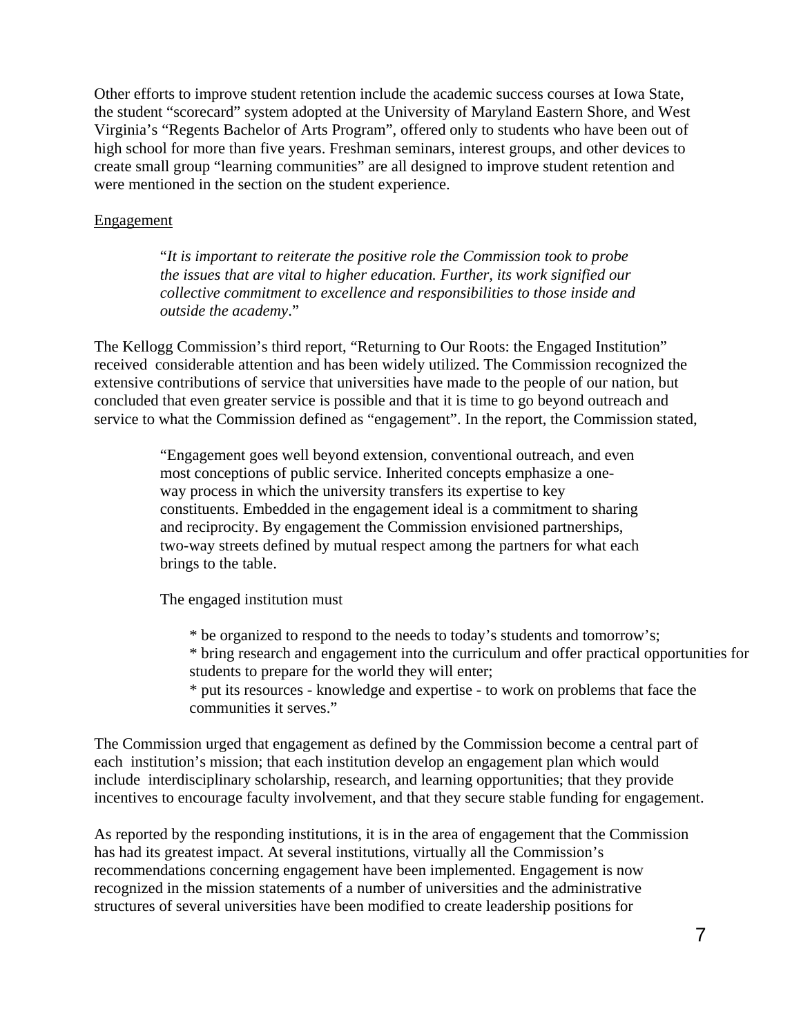Other efforts to improve student retention include the academic success courses at Iowa State, the student "scorecard" system adopted at the University of Maryland Eastern Shore, and West Virginia's "Regents Bachelor of Arts Program", offered only to students who have been out of high school for more than five years. Freshman seminars, interest groups, and other devices to create small group "learning communities" are all designed to improve student retention and were mentioned in the section on the student experience.

## Engagement

> "*It is important to reiterate the positive role the Commission took to probe the issues that are vital to higher education. Further, its work signified our collective commitment to excellence and responsibilities to those inside and outside the academy*."

The Kellogg Commission's third report, "Returning to Our Roots: the Engaged Institution" received considerable attention and has been widely utilized. The Commission recognized the extensive contributions of service that universities have made to the people of our nation, but concluded that even greater service is possible and that it is time to go beyond outreach and service to what the Commission defined as "engagement". In the report, the Commission stated,

> "Engagement goes well beyond extension, conventional outreach, and even most conceptions of public service. Inherited concepts emphasize a one-way process in which the university transfers its expertise to key constituents. Embedded in the engagement ideal is a commitment to sharing and reciprocity. By engagement the Commission envisioned partnerships, two-way streets defined by mutual respect among the partners for what each brings to the table.
>
> The engaged institution must
>
> * be organized to respond to the needs to today's students and tomorrow's;
> * bring research and engagement into the curriculum and offer practical opportunities for students to prepare for the world they will enter;
> * put its resources - knowledge and expertise - to work on problems that face the communities it serves."

The Commission urged that engagement as defined by the Commission become a central part of each institution's mission; that each institution develop an engagement plan which would include interdisciplinary scholarship, research, and learning opportunities; that they provide incentives to encourage faculty involvement, and that they secure stable funding for engagement.

As reported by the responding institutions, it is in the area of engagement that the Commission has had its greatest impact. At several institutions, virtually all the Commission's recommendations concerning engagement have been implemented. Engagement is now recognized in the mission statements of a number of universities and the administrative structures of several universities have been modified to create leadership positions for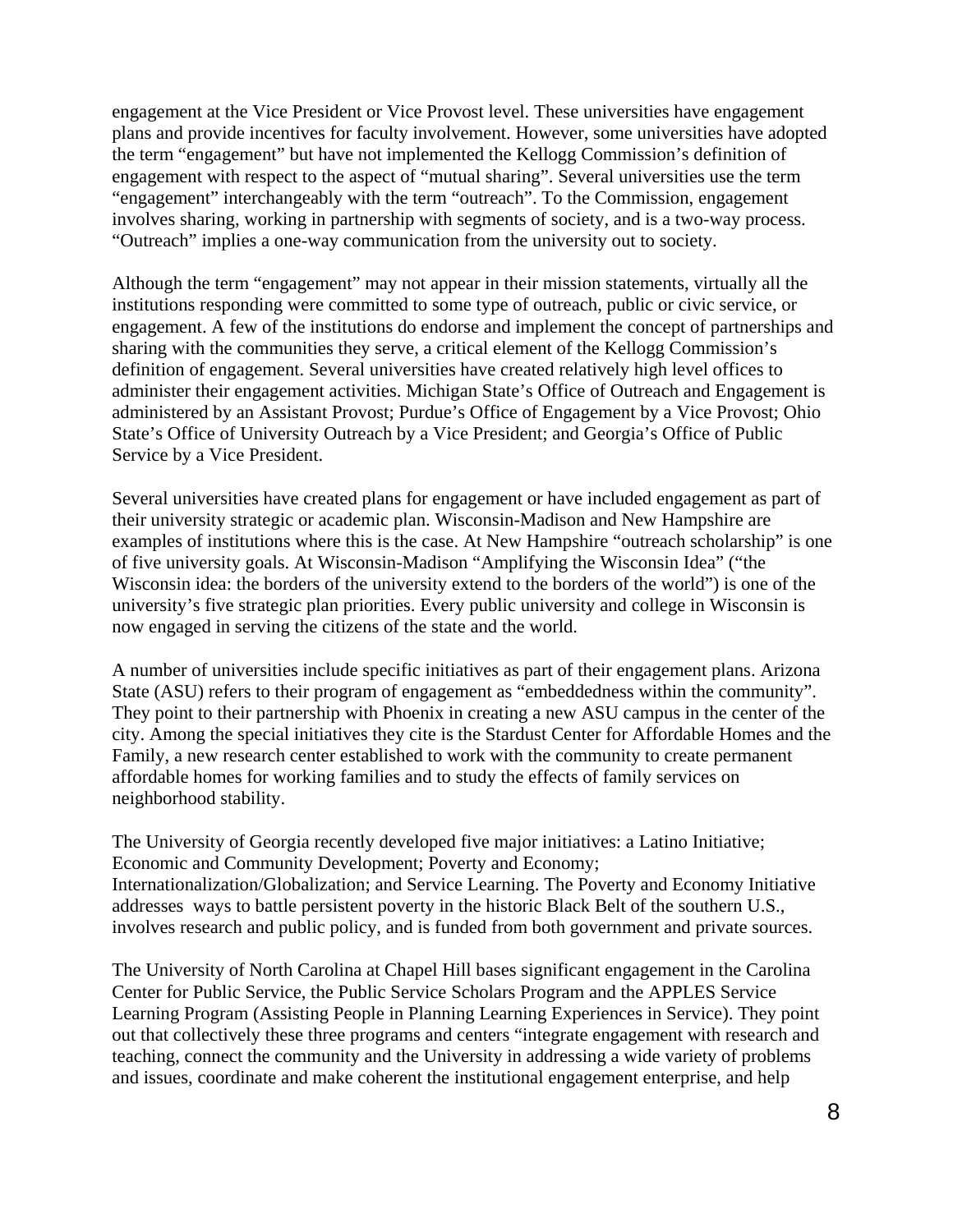engagement at the Vice President or Vice Provost level. These universities have engagement plans and provide incentives for faculty involvement. However, some universities have adopted the term "engagement" but have not implemented the Kellogg Commission's definition of engagement with respect to the aspect of "mutual sharing". Several universities use the term "engagement" interchangeably with the term "outreach". To the Commission, engagement involves sharing, working in partnership with segments of society, and is a two-way process. "Outreach" implies a one-way communication from the university out to society.

Although the term "engagement" may not appear in their mission statements, virtually all the institutions responding were committed to some type of outreach, public or civic service, or engagement. A few of the institutions do endorse and implement the concept of partnerships and sharing with the communities they serve, a critical element of the Kellogg Commission's definition of engagement. Several universities have created relatively high level offices to administer their engagement activities. Michigan State's Office of Outreach and Engagement is administered by an Assistant Provost; Purdue's Office of Engagement by a Vice Provost; Ohio State's Office of University Outreach by a Vice President; and Georgia's Office of Public Service by a Vice President.

Several universities have created plans for engagement or have included engagement as part of their university strategic or academic plan. Wisconsin-Madison and New Hampshire are examples of institutions where this is the case. At New Hampshire "outreach scholarship" is one of five university goals. At Wisconsin-Madison "Amplifying the Wisconsin Idea" ("the Wisconsin idea: the borders of the university extend to the borders of the world") is one of the university's five strategic plan priorities. Every public university and college in Wisconsin is now engaged in serving the citizens of the state and the world.

A number of universities include specific initiatives as part of their engagement plans. Arizona State (ASU) refers to their program of engagement as "embeddedness within the community". They point to their partnership with Phoenix in creating a new ASU campus in the center of the city. Among the special initiatives they cite is the Stardust Center for Affordable Homes and the Family, a new research center established to work with the community to create permanent affordable homes for working families and to study the effects of family services on neighborhood stability.

The University of Georgia recently developed five major initiatives: a Latino Initiative; Economic and Community Development; Poverty and Economy; Internationalization/Globalization; and Service Learning. The Poverty and Economy Initiative addresses ways to battle persistent poverty in the historic Black Belt of the southern U.S., involves research and public policy, and is funded from both government and private sources.

The University of North Carolina at Chapel Hill bases significant engagement in the Carolina Center for Public Service, the Public Service Scholars Program and the APPLES Service Learning Program (Assisting People in Planning Learning Experiences in Service). They point out that collectively these three programs and centers "integrate engagement with research and teaching, connect the community and the University in addressing a wide variety of problems and issues, coordinate and make coherent the institutional engagement enterprise, and help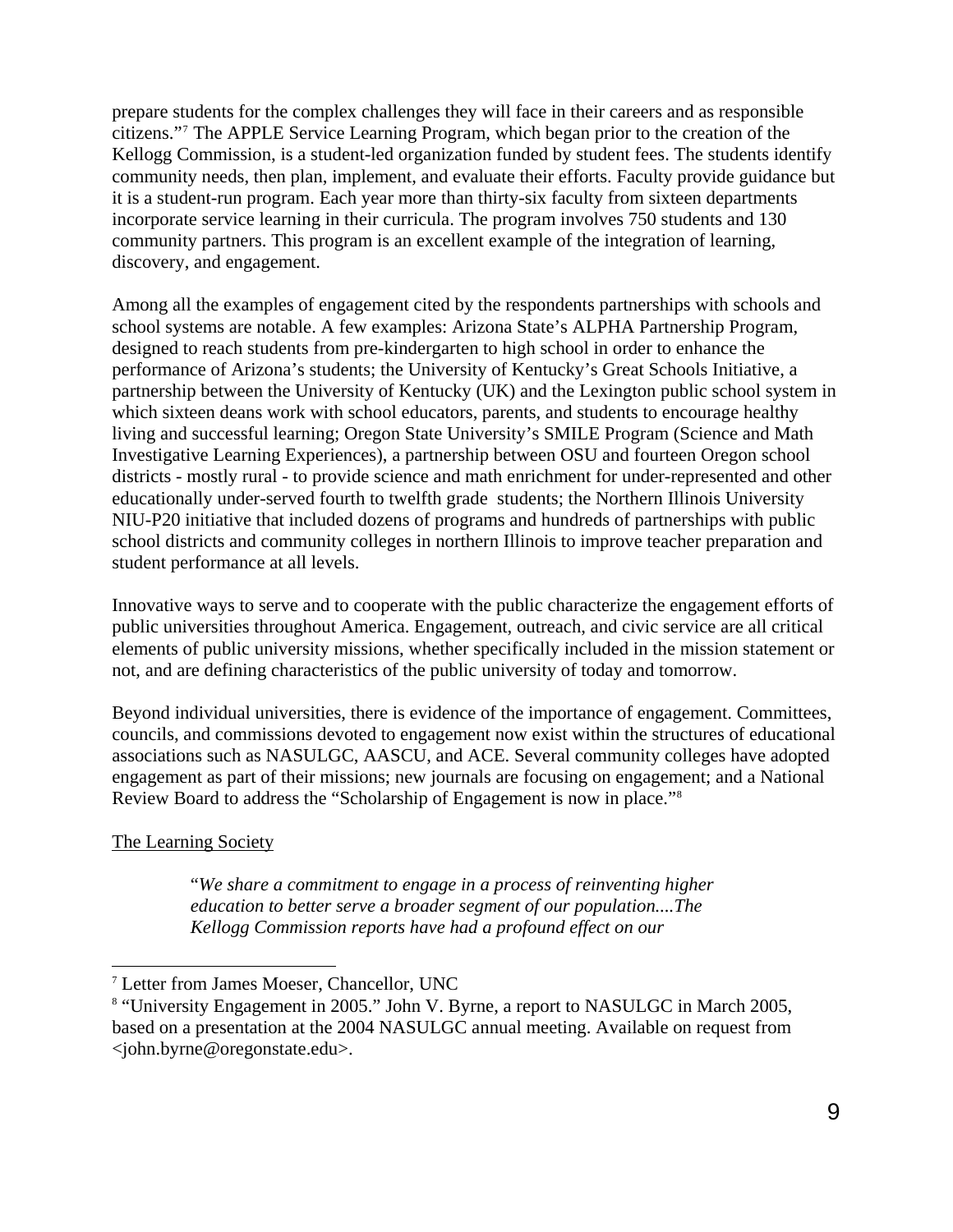prepare students for the complex challenges they will face in their careers and as responsible citizens."[7] The APPLE Service Learning Program, which began prior to the creation of the Kellogg Commission, is a student-led organization funded by student fees. The students identify community needs, then plan, implement, and evaluate their efforts. Faculty provide guidance but it is a student-run program. Each year more than thirty-six faculty from sixteen departments incorporate service learning in their curricula. The program involves 750 students and 130 community partners. This program is an excellent example of the integration of learning, discovery, and engagement.

Among all the examples of engagement cited by the respondents partnerships with schools and school systems are notable. A few examples: Arizona State's ALPHA Partnership Program, designed to reach students from pre-kindergarten to high school in order to enhance the performance of Arizona's students; the University of Kentucky's Great Schools Initiative, a partnership between the University of Kentucky (UK) and the Lexington public school system in which sixteen deans work with school educators, parents, and students to encourage healthy living and successful learning; Oregon State University's SMILE Program (Science and Math Investigative Learning Experiences), a partnership between OSU and fourteen Oregon school districts - mostly rural - to provide science and math enrichment for under-represented and other educationally under-served fourth to twelfth grade students; the Northern Illinois University NIU-P20 initiative that included dozens of programs and hundreds of partnerships with public school districts and community colleges in northern Illinois to improve teacher preparation and student performance at all levels.

Innovative ways to serve and to cooperate with the public characterize the engagement efforts of public universities throughout America. Engagement, outreach, and civic service are all critical elements of public university missions, whether specifically included in the mission statement or not, and are defining characteristics of the public university of today and tomorrow.

Beyond individual universities, there is evidence of the importance of engagement. Committees, councils, and commissions devoted to engagement now exist within the structures of educational associations such as NASULGC, AASCU, and ACE. Several community colleges have adopted engagement as part of their missions; new journals are focusing on engagement; and a National Review Board to address the "Scholarship of Engagement is now in place."[8]

<u>The Learning Society</u>

> "*We share a commitment to engage in a process of reinventing higher education to better serve a broader segment of our population....The Kellogg Commission reports have had a profound effect on our*

---

[7] Letter from James Moeser, Chancellor, UNC

[8] "University Engagement in 2005." John V. Byrne, a report to NASULGC in March 2005, based on a presentation at the 2004 NASULGC annual meeting. Available on request from <john.byrne@oregonstate.edu>.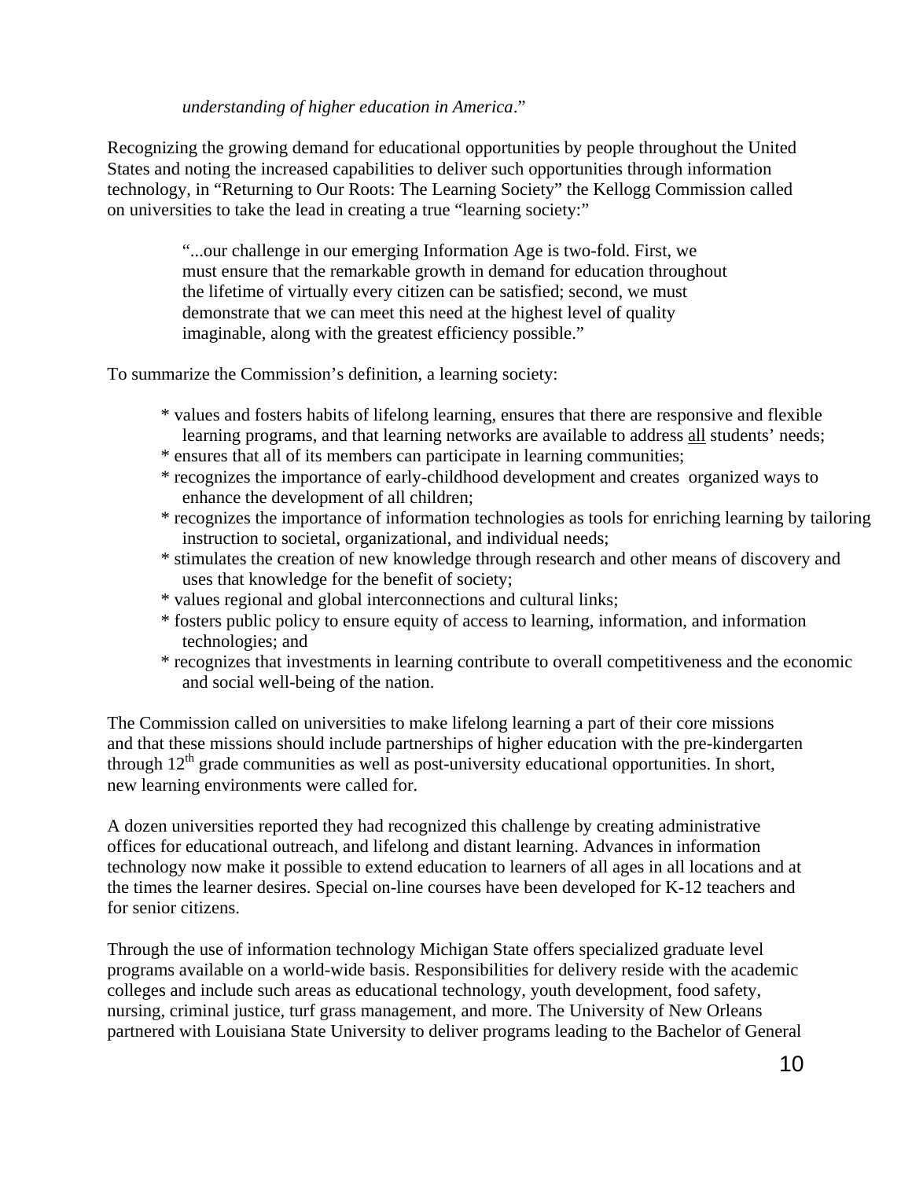> *understanding of higher education in America*."

Recognizing the growing demand for educational opportunities by people throughout the United States and noting the increased capabilities to deliver such opportunities through information technology, in "Returning to Our Roots: The Learning Society" the Kellogg Commission called on universities to take the lead in creating a true "learning society:"

> "...our challenge in our emerging Information Age is two-fold. First, we must ensure that the remarkable growth in demand for education throughout the lifetime of virtually every citizen can be satisfied; second, we must demonstrate that we can meet this need at the highest level of quality imaginable, along with the greatest efficiency possible."

To summarize the Commission's definition, a learning society:

* values and fosters habits of lifelong learning, ensures that there are responsive and flexible learning programs, and that learning networks are available to address <u>all</u> students' needs;
* ensures that all of its members can participate in learning communities;
* recognizes the importance of early-childhood development and creates organized ways to enhance the development of all children;
* recognizes the importance of information technologies as tools for enriching learning by tailoring instruction to societal, organizational, and individual needs;
* stimulates the creation of new knowledge through research and other means of discovery and uses that knowledge for the benefit of society;
* values regional and global interconnections and cultural links;
* fosters public policy to ensure equity of access to learning, information, and information technologies; and
* recognizes that investments in learning contribute to overall competitiveness and the economic and social well-being of the nation.

The Commission called on universities to make lifelong learning a part of their core missions and that these missions should include partnerships of higher education with the pre-kindergarten through $12^{th}$ grade communities as well as post-university educational opportunities. In short, new learning environments were called for.

A dozen universities reported they had recognized this challenge by creating administrative offices for educational outreach, and lifelong and distant learning. Advances in information technology now make it possible to extend education to learners of all ages in all locations and at the times the learner desires. Special on-line courses have been developed for K-12 teachers and for senior citizens.

Through the use of information technology Michigan State offers specialized graduate level programs available on a world-wide basis. Responsibilities for delivery reside with the academic colleges and include such areas as educational technology, youth development, food safety, nursing, criminal justice, turf grass management, and more. The University of New Orleans partnered with Louisiana State University to deliver programs leading to the Bachelor of General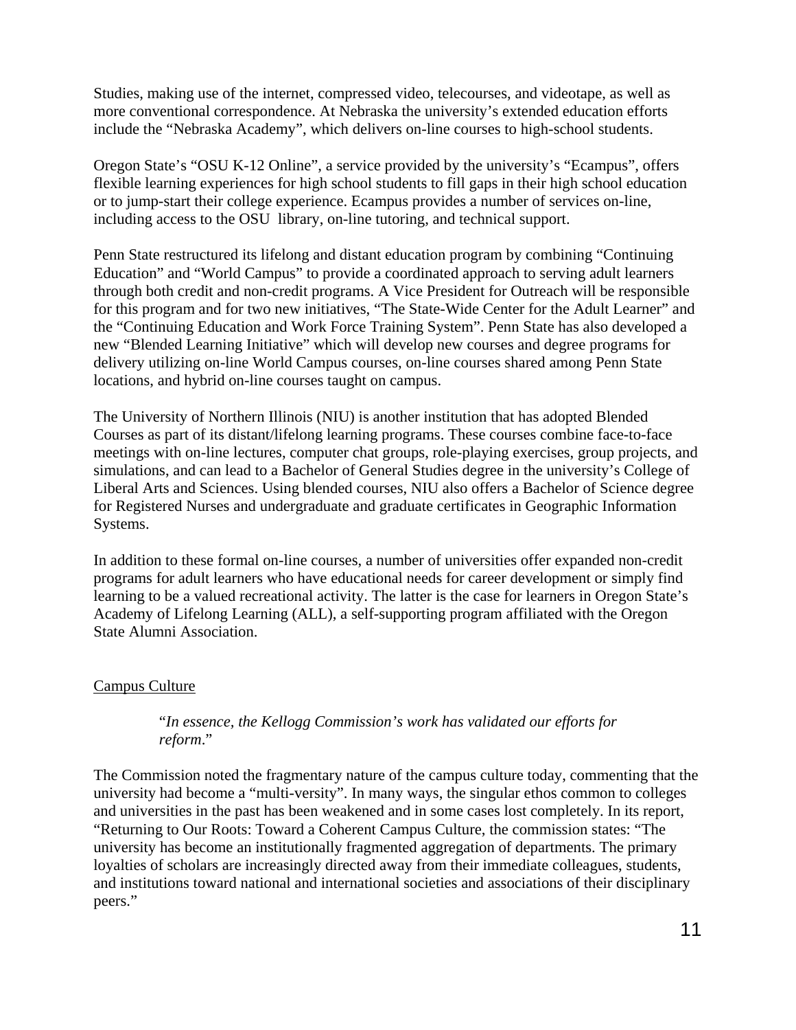Studies, making use of the internet, compressed video, telecourses, and videotape, as well as more conventional correspondence. At Nebraska the university's extended education efforts include the "Nebraska Academy", which delivers on-line courses to high-school students.

Oregon State's "OSU K-12 Online", a service provided by the university's "Ecampus", offers flexible learning experiences for high school students to fill gaps in their high school education or to jump-start their college experience. Ecampus provides a number of services on-line, including access to the OSU library, on-line tutoring, and technical support.

Penn State restructured its lifelong and distant education program by combining "Continuing Education" and "World Campus" to provide a coordinated approach to serving adult learners through both credit and non-credit programs. A Vice President for Outreach will be responsible for this program and for two new initiatives, "The State-Wide Center for the Adult Learner" and the "Continuing Education and Work Force Training System". Penn State has also developed a new "Blended Learning Initiative" which will develop new courses and degree programs for delivery utilizing on-line World Campus courses, on-line courses shared among Penn State locations, and hybrid on-line courses taught on campus.

The University of Northern Illinois (NIU) is another institution that has adopted Blended Courses as part of its distant/lifelong learning programs. These courses combine face-to-face meetings with on-line lectures, computer chat groups, role-playing exercises, group projects, and simulations, and can lead to a Bachelor of General Studies degree in the university's College of Liberal Arts and Sciences. Using blended courses, NIU also offers a Bachelor of Science degree for Registered Nurses and undergraduate and graduate certificates in Geographic Information Systems.

In addition to these formal on-line courses, a number of universities offer expanded non-credit programs for adult learners who have educational needs for career development or simply find learning to be a valued recreational activity. The latter is the case for learners in Oregon State's Academy of Lifelong Learning (ALL), a self-supporting program affiliated with the Oregon State Alumni Association.

## Campus Culture

> "*In essence, the Kellogg Commission's work has validated our efforts for reform*."

The Commission noted the fragmentary nature of the campus culture today, commenting that the university had become a "multi-versity". In many ways, the singular ethos common to colleges and universities in the past has been weakened and in some cases lost completely. In its report, "Returning to Our Roots: Toward a Coherent Campus Culture, the commission states: "The university has become an institutionally fragmented aggregation of departments. The primary loyalties of scholars are increasingly directed away from their immediate colleagues, students, and institutions toward national and international societies and associations of their disciplinary peers."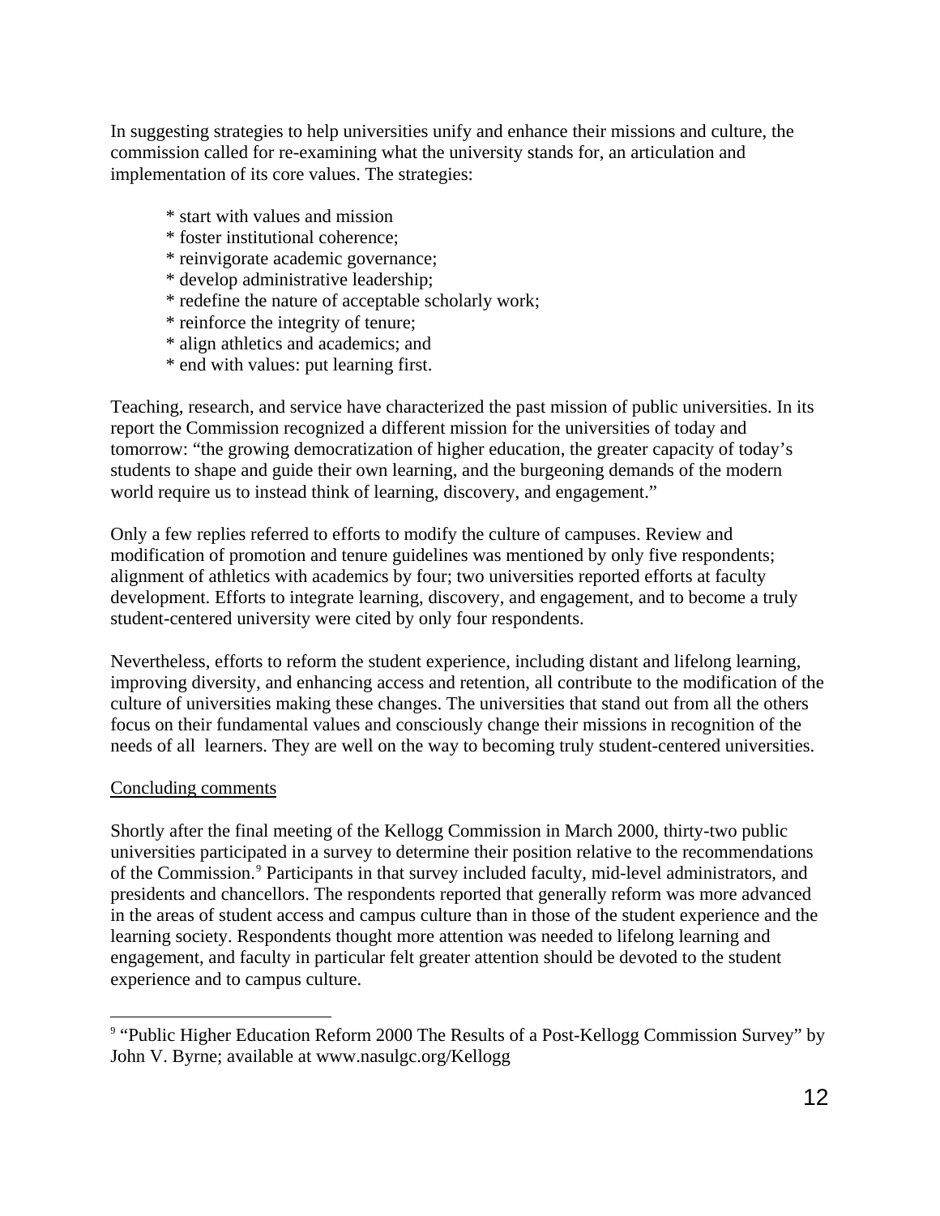In suggesting strategies to help universities unify and enhance their missions and culture, the commission called for re-examining what the university stands for, an articulation and implementation of its core values. The strategies:

* start with values and mission
* foster institutional coherence;
* reinvigorate academic governance;
* develop administrative leadership;
* redefine the nature of acceptable scholarly work;
* reinforce the integrity of tenure;
* align athletics and academics; and
* end with values: put learning first.

Teaching, research, and service have characterized the past mission of public universities. In its report the Commission recognized a different mission for the universities of today and tomorrow: "the growing democratization of higher education, the greater capacity of today's students to shape and guide their own learning, and the burgeoning demands of the modern world require us to instead think of learning, discovery, and engagement."

Only a few replies referred to efforts to modify the culture of campuses. Review and modification of promotion and tenure guidelines was mentioned by only five respondents; alignment of athletics with academics by four; two universities reported efforts at faculty development. Efforts to integrate learning, discovery, and engagement, and to become a truly student-centered university were cited by only four respondents.

Nevertheless, efforts to reform the student experience, including distant and lifelong learning, improving diversity, and enhancing access and retention, all contribute to the modification of the culture of universities making these changes. The universities that stand out from all the others focus on their fundamental values and consciously change their missions in recognition of the needs of all learners. They are well on the way to becoming truly student-centered universities.

## Concluding comments

Shortly after the final meeting of the Kellogg Commission in March 2000, thirty-two public universities participated in a survey to determine their position relative to the recommendations of the Commission.[9] Participants in that survey included faculty, mid-level administrators, and presidents and chancellors. The respondents reported that generally reform was more advanced in the areas of student access and campus culture than in those of the student experience and the learning society. Respondents thought more attention was needed to lifelong learning and engagement, and faculty in particular felt greater attention should be devoted to the student experience and to campus culture.

---

[9] "Public Higher Education Reform 2000 The Results of a Post-Kellogg Commission Survey" by John V. Byrne; available at www.nasulgc.org/Kellogg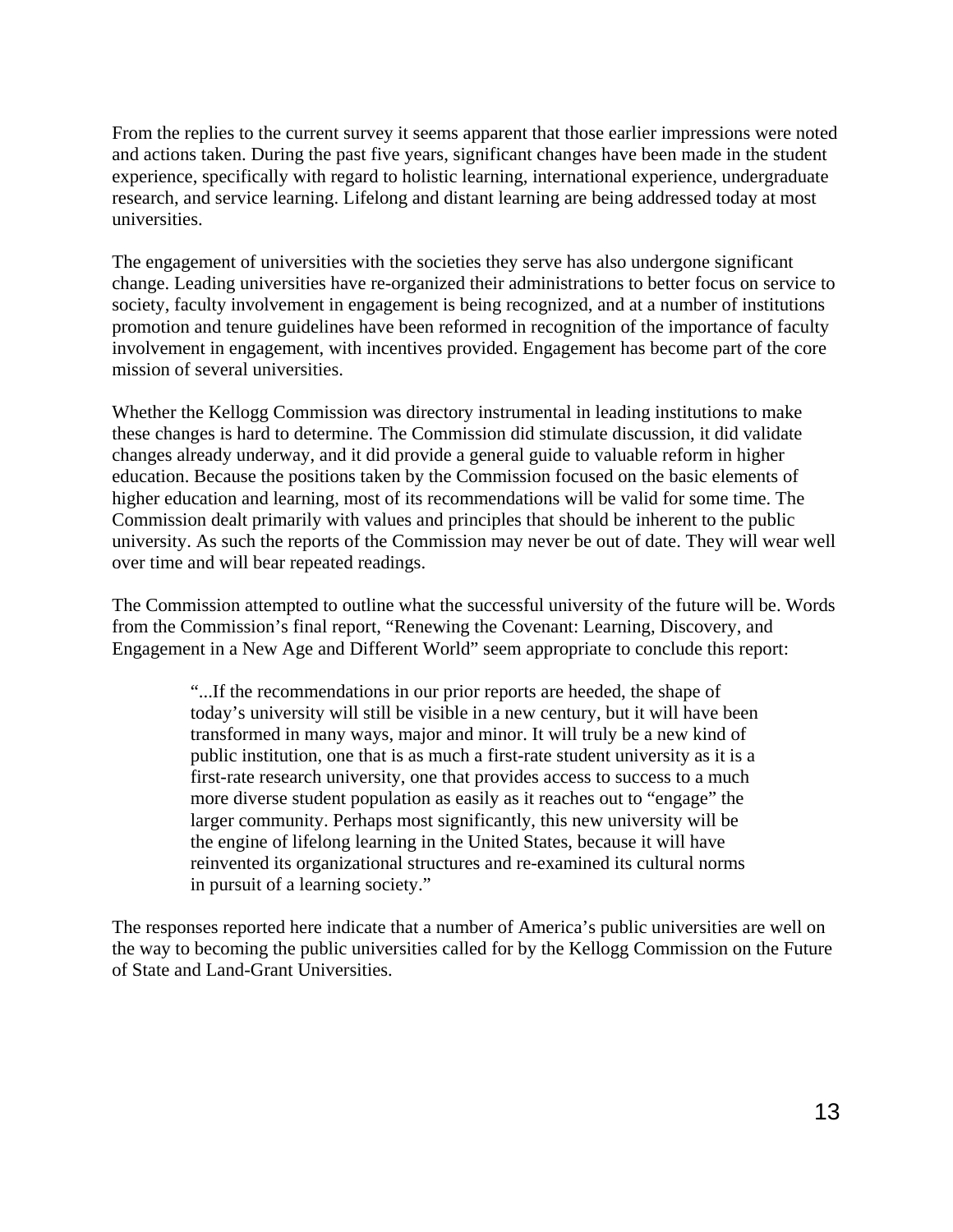From the replies to the current survey it seems apparent that those earlier impressions were noted and actions taken. During the past five years, significant changes have been made in the student experience, specifically with regard to holistic learning, international experience, undergraduate research, and service learning. Lifelong and distant learning are being addressed today at most universities.

The engagement of universities with the societies they serve has also undergone significant change. Leading universities have re-organized their administrations to better focus on service to society, faculty involvement in engagement is being recognized, and at a number of institutions promotion and tenure guidelines have been reformed in recognition of the importance of faculty involvement in engagement, with incentives provided. Engagement has become part of the core mission of several universities.

Whether the Kellogg Commission was directory instrumental in leading institutions to make these changes is hard to determine. The Commission did stimulate discussion, it did validate changes already underway, and it did provide a general guide to valuable reform in higher education. Because the positions taken by the Commission focused on the basic elements of higher education and learning, most of its recommendations will be valid for some time. The Commission dealt primarily with values and principles that should be inherent to the public university. As such the reports of the Commission may never be out of date. They will wear well over time and will bear repeated readings.

The Commission attempted to outline what the successful university of the future will be. Words from the Commission's final report, "Renewing the Covenant: Learning, Discovery, and Engagement in a New Age and Different World" seem appropriate to conclude this report:

> "...If the recommendations in our prior reports are heeded, the shape of today's university will still be visible in a new century, but it will have been transformed in many ways, major and minor. It will truly be a new kind of public institution, one that is as much a first-rate student university as it is a first-rate research university, one that provides access to success to a much more diverse student population as easily as it reaches out to "engage" the larger community. Perhaps most significantly, this new university will be the engine of lifelong learning in the United States, because it will have reinvented its organizational structures and re-examined its cultural norms in pursuit of a learning society."

The responses reported here indicate that a number of America's public universities are well on the way to becoming the public universities called for by the Kellogg Commission on the Future of State and Land-Grant Universities.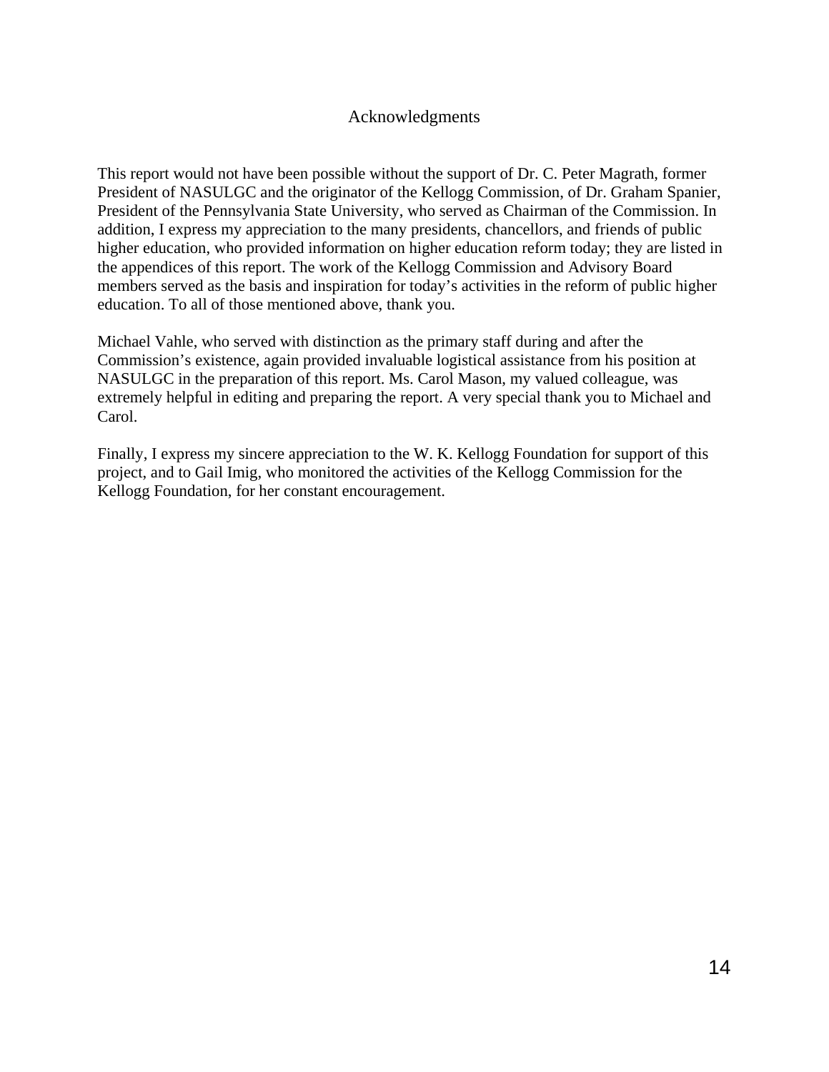# Acknowledgments

This report would not have been possible without the support of Dr. C. Peter Magrath, former President of NASULGC and the originator of the Kellogg Commission, of Dr. Graham Spanier, President of the Pennsylvania State University, who served as Chairman of the Commission. In addition, I express my appreciation to the many presidents, chancellors, and friends of public higher education, who provided information on higher education reform today; they are listed in the appendices of this report. The work of the Kellogg Commission and Advisory Board members served as the basis and inspiration for today's activities in the reform of public higher education. To all of those mentioned above, thank you.

Michael Vahle, who served with distinction as the primary staff during and after the Commission's existence, again provided invaluable logistical assistance from his position at NASULGC in the preparation of this report. Ms. Carol Mason, my valued colleague, was extremely helpful in editing and preparing the report. A very special thank you to Michael and Carol.

Finally, I express my sincere appreciation to the W. K. Kellogg Foundation for support of this project, and to Gail Imig, who monitored the activities of the Kellogg Commission for the Kellogg Foundation, for her constant encouragement.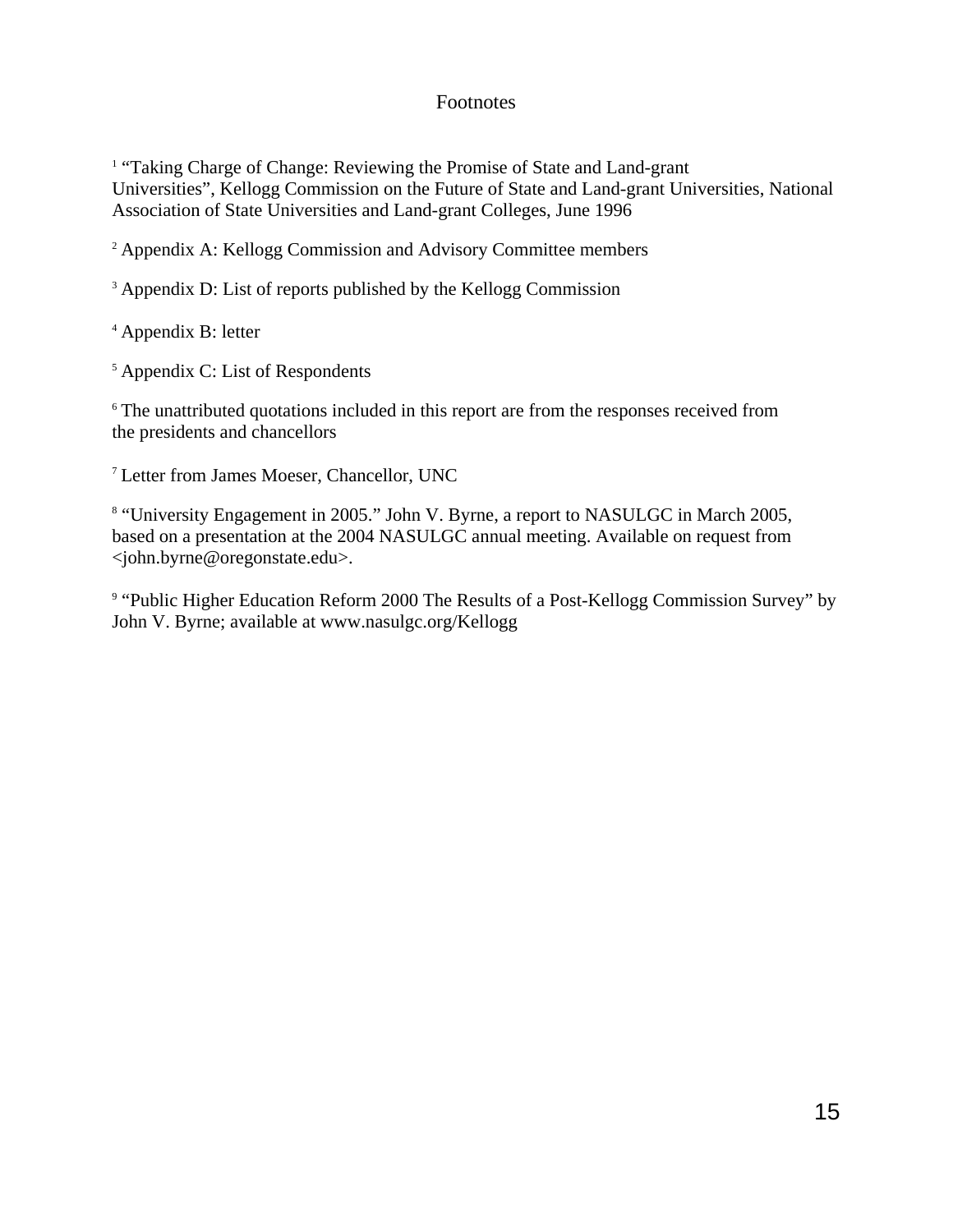# Footnotes

[1] "Taking Charge of Change: Reviewing the Promise of State and Land-grant Universities", Kellogg Commission on the Future of State and Land-grant Universities, National Association of State Universities and Land-grant Colleges, June 1996

[2] Appendix A: Kellogg Commission and Advisory Committee members

[3] Appendix D: List of reports published by the Kellogg Commission

[4] Appendix B: letter

[5] Appendix C: List of Respondents

[6] The unattributed quotations included in this report are from the responses received from the presidents and chancellors

[7] Letter from James Moeser, Chancellor, UNC

[8] "University Engagement in 2005." John V. Byrne, a report to NASULGC in March 2005, based on a presentation at the 2004 NASULGC annual meeting. Available on request from <john.byrne@oregonstate.edu>.

[9] "Public Higher Education Reform 2000 The Results of a Post-Kellogg Commission Survey" by John V. Byrne; available at www.nasulgc.org/Kellogg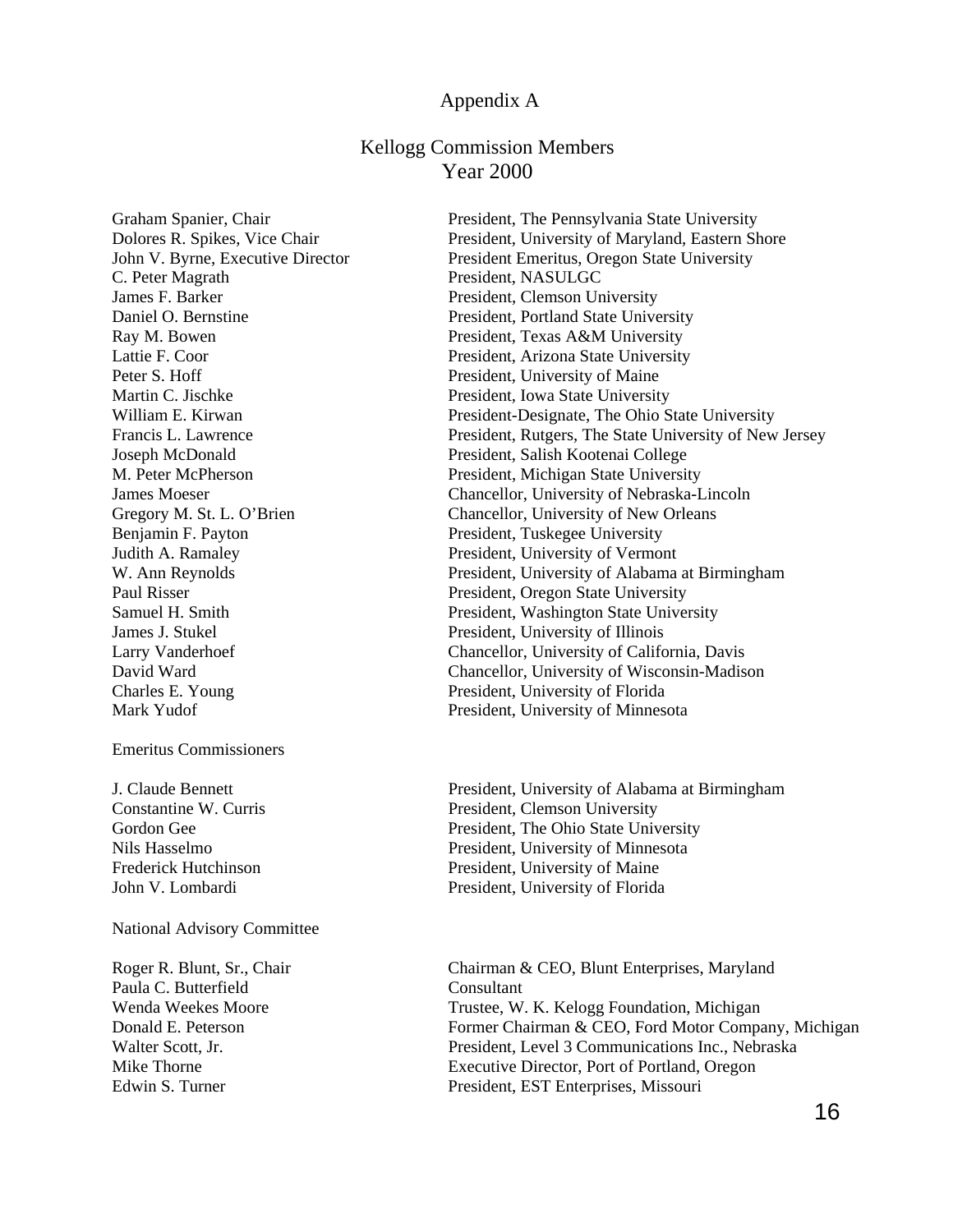# Appendix A

## Kellogg Commission Members
## Year 2000

| | |
|---|---|
| Graham Spanier, Chair | President, The Pennsylvania State University |
| Dolores R. Spikes, Vice Chair | President, University of Maryland, Eastern Shore |
| John V. Byrne, Executive Director | President Emeritus, Oregon State University |
| C. Peter Magrath | President, NASULGC |
| James F. Barker | President, Clemson University |
| Daniel O. Bernstine | President, Portland State University |
| Ray M. Bowen | President, Texas A&M University |
| Lattie F. Coor | President, Arizona State University |
| Peter S. Hoff | President, University of Maine |
| Martin C. Jischke | President, Iowa State University |
| William E. Kirwan | President-Designate, The Ohio State University |
| Francis L. Lawrence | President, Rutgers, The State University of New Jersey |
| Joseph McDonald | President, Salish Kootenai College |
| M. Peter McPherson | President, Michigan State University |
| James Moeser | Chancellor, University of Nebraska-Lincoln |
| Gregory M. St. L. O'Brien | Chancellor, University of New Orleans |
| Benjamin F. Payton | President, Tuskegee University |
| Judith A. Ramaley | President, University of Vermont |
| W. Ann Reynolds | President, University of Alabama at Birmingham |
| Paul Risser | President, Oregon State University |
| Samuel H. Smith | President, Washington State University |
| James J. Stukel | President, University of Illinois |
| Larry Vanderhoef | Chancellor, University of California, Davis |
| David Ward | Chancellor, University of Wisconsin-Madison |
| Charles E. Young | President, University of Florida |
| Mark Yudof | President, University of Minnesota |

Emeritus Commissioners

| | |
|---|---|
| J. Claude Bennett | President, University of Alabama at Birmingham |
| Constantine W. Curris | President, Clemson University |
| Gordon Gee | President, The Ohio State University |
| Nils Hasselmo | President, University of Minnesota |
| Frederick Hutchinson | President, University of Maine |
| John V. Lombardi | President, University of Florida |

National Advisory Committee

| | |
|---|---|
| Roger R. Blunt, Sr., Chair | Chairman & CEO, Blunt Enterprises, Maryland |
| Paula C. Butterfield | Consultant |
| Wenda Weekes Moore | Trustee, W. K. Kelogg Foundation, Michigan |
| Donald E. Peterson | Former Chairman & CEO, Ford Motor Company, Michigan |
| Walter Scott, Jr. | President, Level 3 Communications Inc., Nebraska |
| Mike Thorne | Executive Director, Port of Portland, Oregon |
| Edwin S. Turner | President, EST Enterprises, Missouri |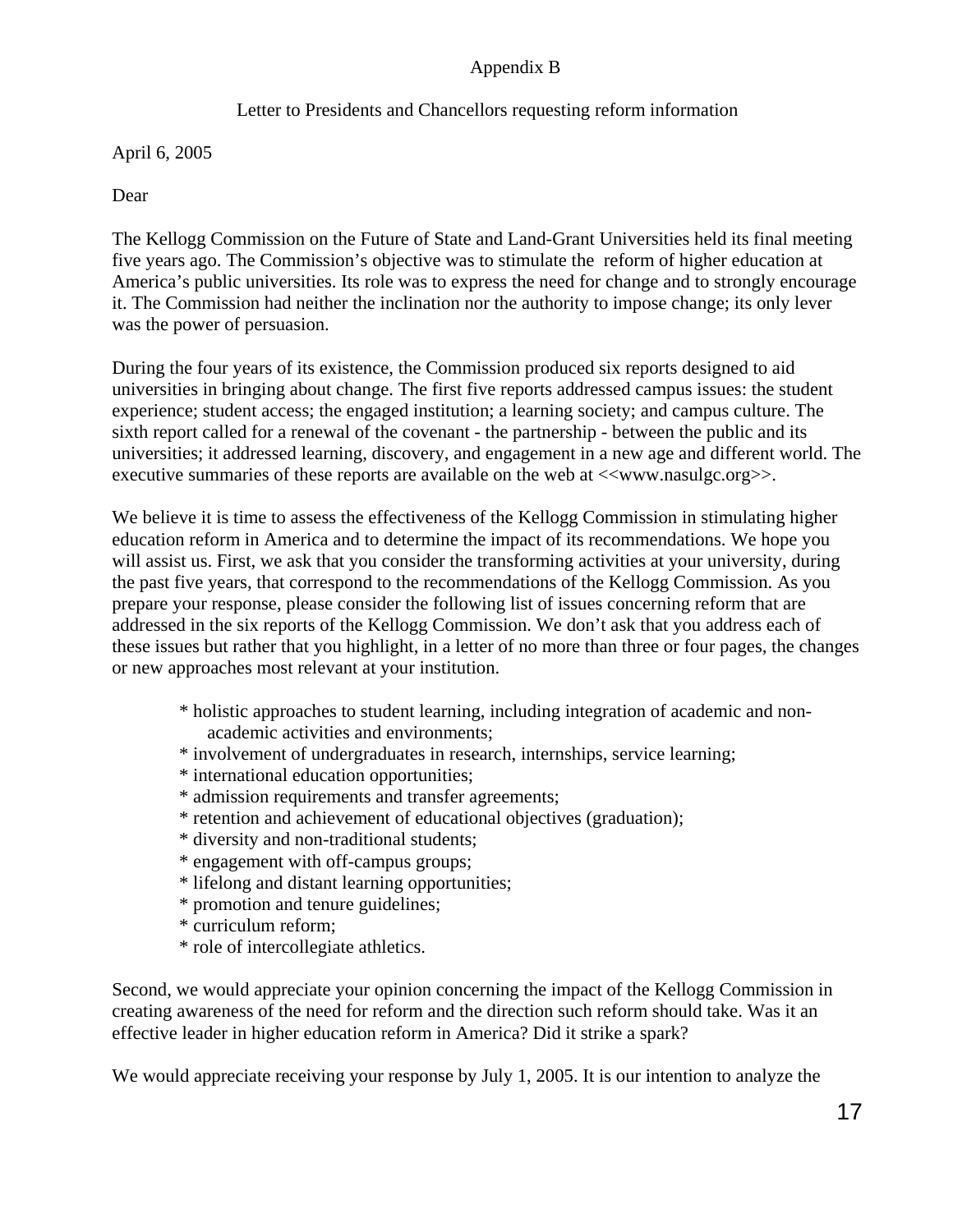# Appendix B

## Letter to Presidents and Chancellors requesting reform information

April 6, 2005

Dear

The Kellogg Commission on the Future of State and Land-Grant Universities held its final meeting five years ago. The Commission's objective was to stimulate the reform of higher education at America's public universities. Its role was to express the need for change and to strongly encourage it. The Commission had neither the inclination nor the authority to impose change; its only lever was the power of persuasion.

During the four years of its existence, the Commission produced six reports designed to aid universities in bringing about change. The first five reports addressed campus issues: the student experience; student access; the engaged institution; a learning society; and campus culture. The sixth report called for a renewal of the covenant - the partnership - between the public and its universities; it addressed learning, discovery, and engagement in a new age and different world. The executive summaries of these reports are available on the web at <<www.nasulgc.org>>.

We believe it is time to assess the effectiveness of the Kellogg Commission in stimulating higher education reform in America and to determine the impact of its recommendations. We hope you will assist us. First, we ask that you consider the transforming activities at your university, during the past five years, that correspond to the recommendations of the Kellogg Commission. As you prepare your response, please consider the following list of issues concerning reform that are addressed in the six reports of the Kellogg Commission. We don't ask that you address each of these issues but rather that you highlight, in a letter of no more than three or four pages, the changes or new approaches most relevant at your institution.

* holistic approaches to student learning, including integration of academic and non-academic activities and environments;
* involvement of undergraduates in research, internships, service learning;
* international education opportunities;
* admission requirements and transfer agreements;
* retention and achievement of educational objectives (graduation);
* diversity and non-traditional students;
* engagement with off-campus groups;
* lifelong and distant learning opportunities;
* promotion and tenure guidelines;
* curriculum reform;
* role of intercollegiate athletics.

Second, we would appreciate your opinion concerning the impact of the Kellogg Commission in creating awareness of the need for reform and the direction such reform should take. Was it an effective leader in higher education reform in America? Did it strike a spark?

We would appreciate receiving your response by July 1, 2005. It is our intention to analyze the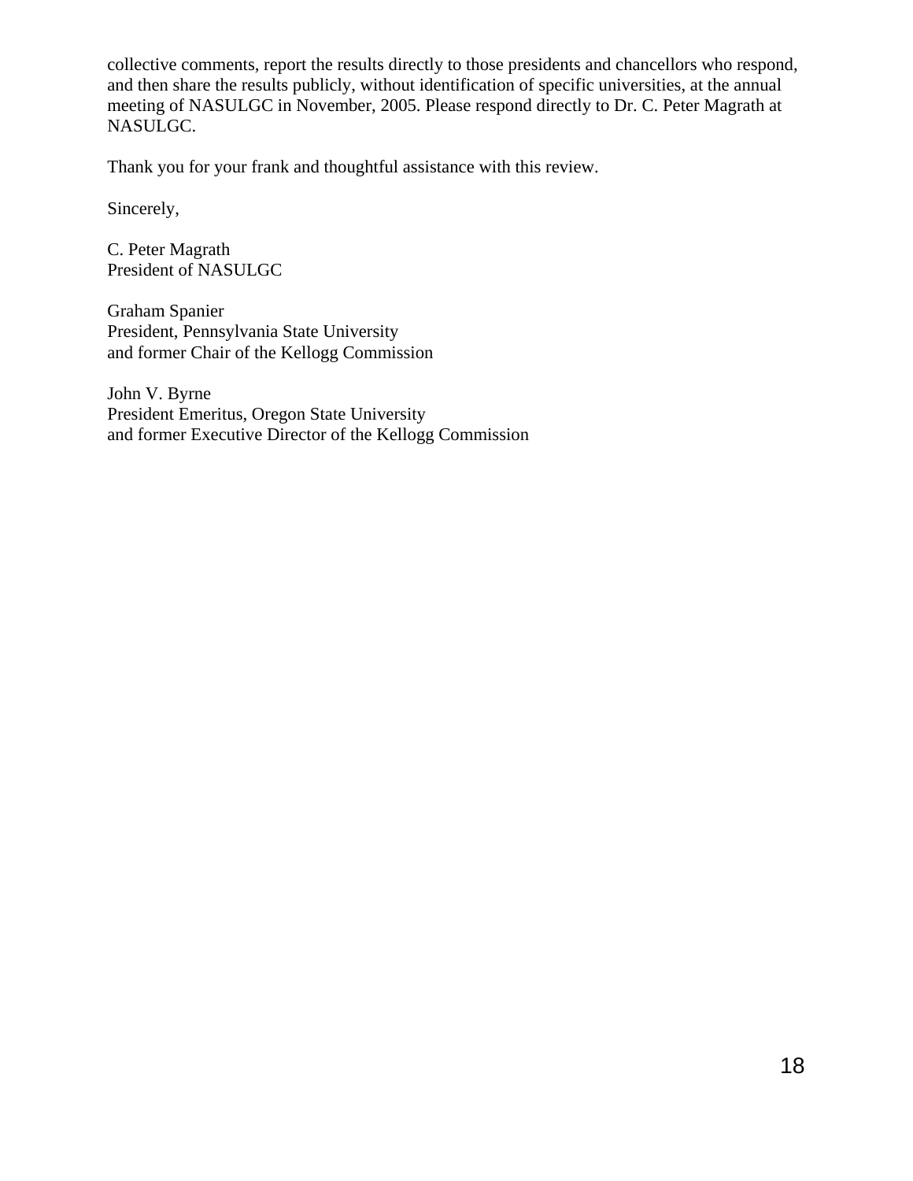collective comments, report the results directly to those presidents and chancellors who respond, and then share the results publicly, without identification of specific universities, at the annual meeting of NASULGC in November, 2005. Please respond directly to Dr. C. Peter Magrath at NASULGC.

Thank you for your frank and thoughtful assistance with this review.

Sincerely,

C. Peter Magrath  
President of NASULGC

Graham Spanier  
President, Pennsylvania State University  
and former Chair of the Kellogg Commission

John V. Byrne  
President Emeritus, Oregon State University  
and former Executive Director of the Kellogg Commission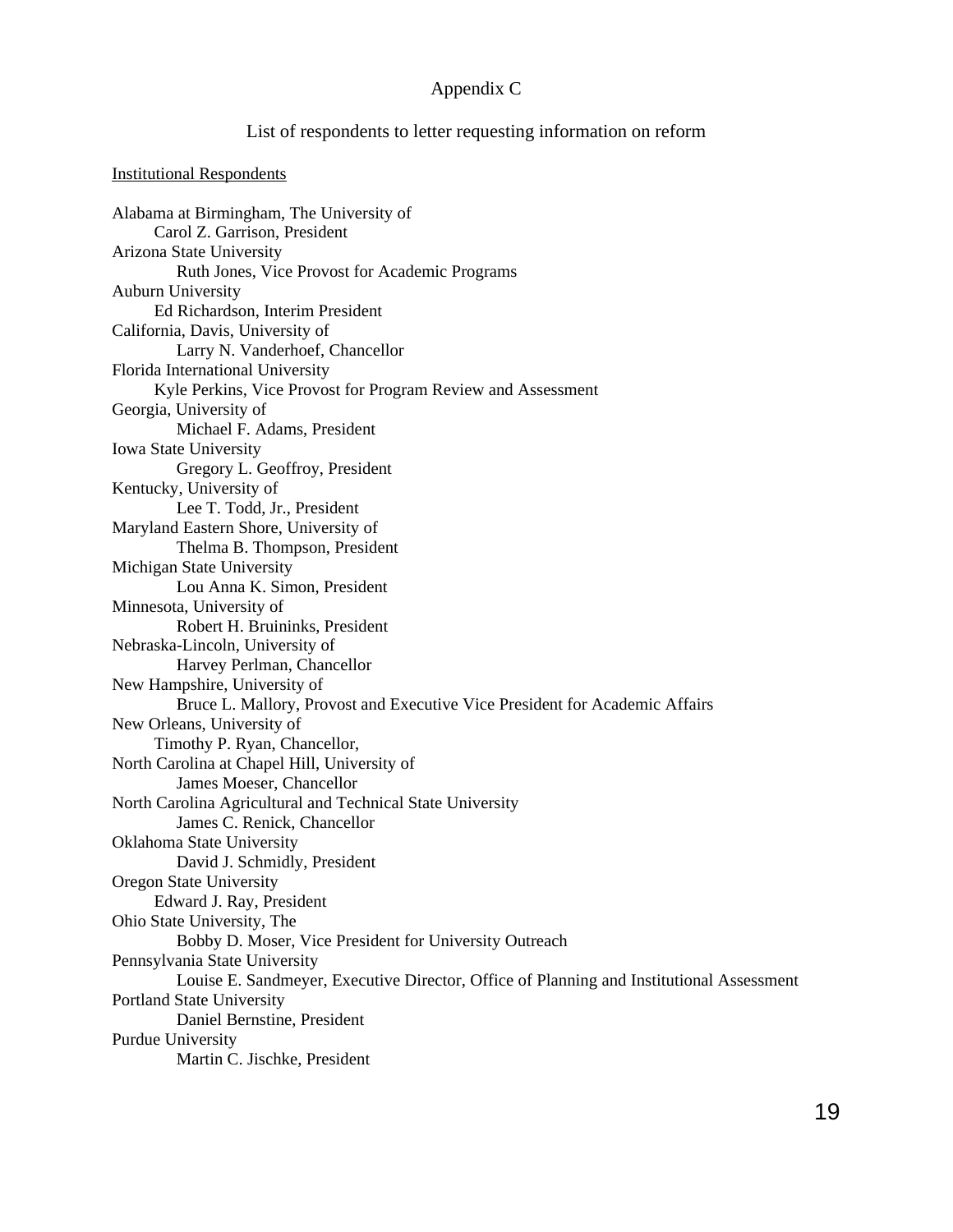# Appendix C

## List of respondents to letter requesting information on reform

<u>Institutional Respondents</u>

Alabama at Birmingham, The University of
    Carol Z. Garrison, President
Arizona State University
    Ruth Jones, Vice Provost for Academic Programs
Auburn University
    Ed Richardson, Interim President
California, Davis, University of
    Larry N. Vanderhoef, Chancellor
Florida International University
    Kyle Perkins, Vice Provost for Program Review and Assessment
Georgia, University of
    Michael F. Adams, President
Iowa State University
    Gregory L. Geoffroy, President
Kentucky, University of
    Lee T. Todd, Jr., President
Maryland Eastern Shore, University of
    Thelma B. Thompson, President
Michigan State University
    Lou Anna K. Simon, President
Minnesota, University of
    Robert H. Bruininks, President
Nebraska-Lincoln, University of
    Harvey Perlman, Chancellor
New Hampshire, University of
    Bruce L. Mallory, Provost and Executive Vice President for Academic Affairs
New Orleans, University of
    Timothy P. Ryan, Chancellor,
North Carolina at Chapel Hill, University of
    James Moeser, Chancellor
North Carolina Agricultural and Technical State University
    James C. Renick, Chancellor
Oklahoma State University
    David J. Schmidly, President
Oregon State University
    Edward J. Ray, President
Ohio State University, The
    Bobby D. Moser, Vice President for University Outreach
Pennsylvania State University
    Louise E. Sandmeyer, Executive Director, Office of Planning and Institutional Assessment
Portland State University
    Daniel Bernstine, President
Purdue University
    Martin C. Jischke, President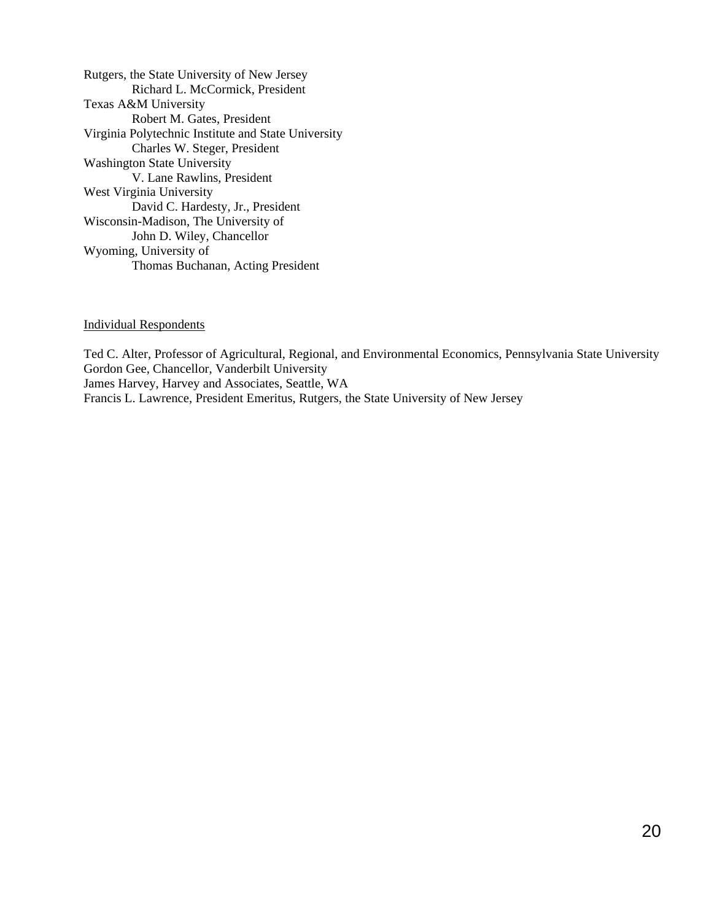Rutgers, the State University of New Jersey
    Richard L. McCormick, President
Texas A&M University
    Robert M. Gates, President
Virginia Polytechnic Institute and State University
    Charles W. Steger, President
Washington State University
    V. Lane Rawlins, President
West Virginia University
    David C. Hardesty, Jr., President
Wisconsin-Madison, The University of
    John D. Wiley, Chancellor
Wyoming, University of
    Thomas Buchanan, Acting President

Individual Respondents

Ted C. Alter, Professor of Agricultural, Regional, and Environmental Economics, Pennsylvania State University
Gordon Gee, Chancellor, Vanderbilt University
James Harvey, Harvey and Associates, Seattle, WA
Francis L. Lawrence, President Emeritus, Rutgers, the State University of New Jersey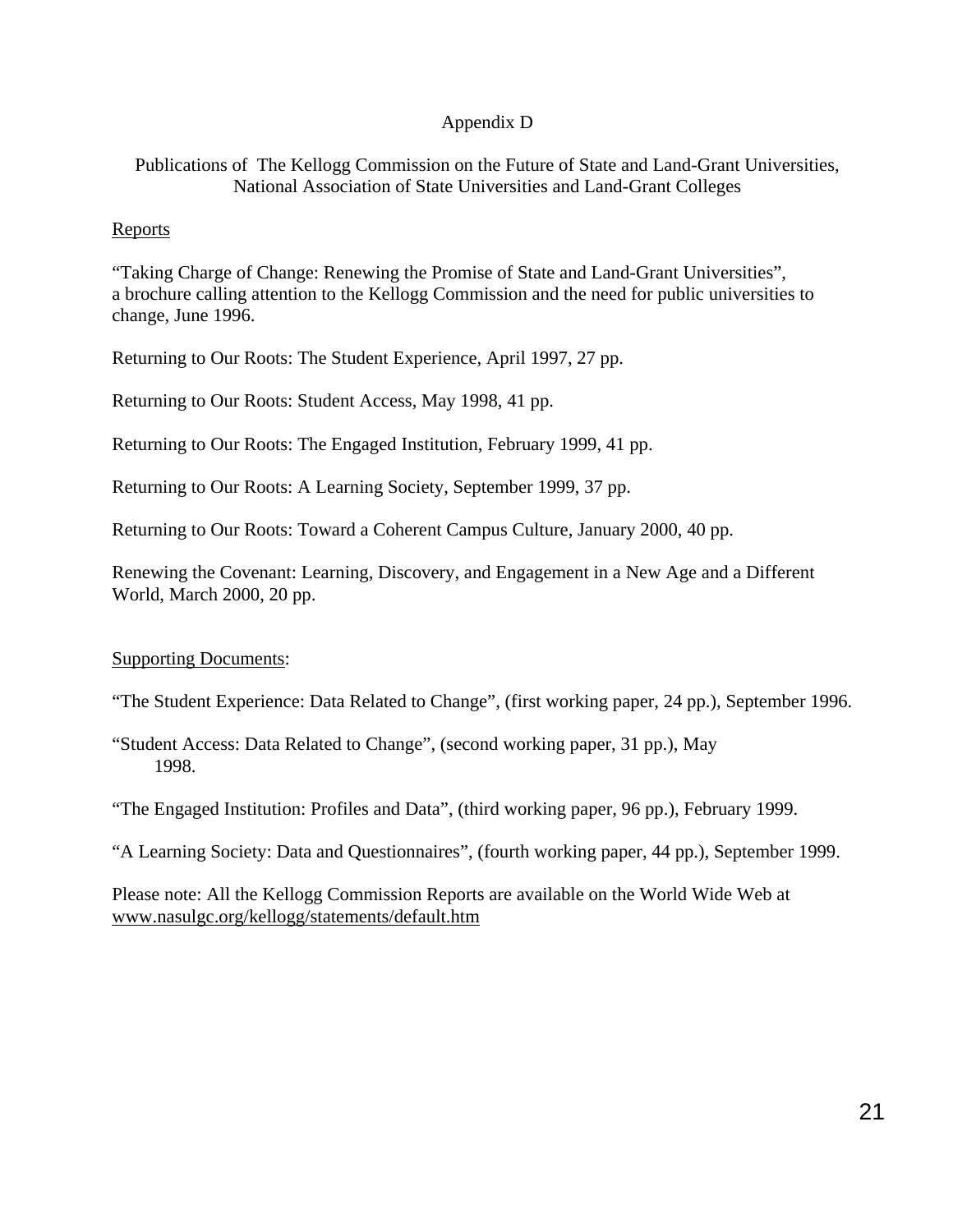# Appendix D

## Publications of The Kellogg Commission on the Future of State and Land-Grant Universities, National Association of State Universities and Land-Grant Colleges

### Reports

"Taking Charge of Change: Renewing the Promise of State and Land-Grant Universities", a brochure calling attention to the Kellogg Commission and the need for public universities to change, June 1996.

Returning to Our Roots: The Student Experience, April 1997, 27 pp.

Returning to Our Roots: Student Access, May 1998, 41 pp.

Returning to Our Roots: The Engaged Institution, February 1999, 41 pp.

Returning to Our Roots: A Learning Society, September 1999, 37 pp.

Returning to Our Roots: Toward a Coherent Campus Culture, January 2000, 40 pp.

Renewing the Covenant: Learning, Discovery, and Engagement in a New Age and a Different World, March 2000, 20 pp.

### Supporting Documents:

"The Student Experience: Data Related to Change", (first working paper, 24 pp.), September 1996.

"Student Access: Data Related to Change", (second working paper, 31 pp.), May 1998.

"The Engaged Institution: Profiles and Data", (third working paper, 96 pp.), February 1999.

"A Learning Society: Data and Questionnaires", (fourth working paper, 44 pp.), September 1999.

Please note: All the Kellogg Commission Reports are available on the World Wide Web at www.nasulgc.org/kellogg/statements/default.htm